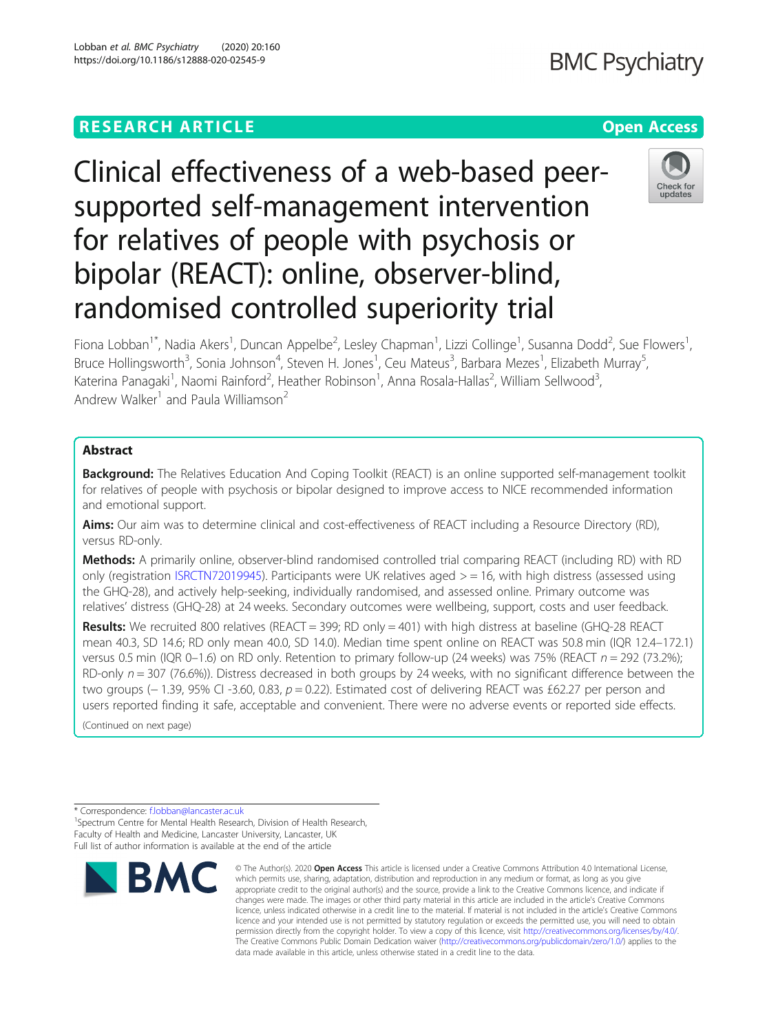# Clinical effectiveness of a web-based peer-supported self-management intervention for relatives of people with psychosis or bipolar (REACT): online, observer-blind, randomised controlled superiority trial

Fiona Lobban[1*], Nadia Akers[1], Duncan Appelbe[2], Lesley Chapman[1], Lizzi Collinge[1], Susanna Dodd[2], Sue Flowers[1], Bruce Hollingsworth[3], Sonia Johnson[4], Steven H. Jones[1], Ceu Mateus[3], Barbara Mezes[1], Elizabeth Murray[5], Katerina Panagaki[1], Naomi Rainford[2], Heather Robinson[1], Anna Rosala-Hallas[2], William Sellwood[3], Andrew Walker[1] and Paula Williamson[2]

## Abstract

**Background:** The Relatives Education And Coping Toolkit (REACT) is an online supported self-management toolkit for relatives of people with psychosis or bipolar designed to improve access to NICE recommended information and emotional support.

**Aims:** Our aim was to determine clinical and cost-effectiveness of REACT including a Resource Directory (RD), versus RD-only.

**Methods:** A primarily online, observer-blind randomised controlled trial comparing REACT (including RD) with RD only (registration ISRCTN72019945). Participants were UK relatives aged > = 16, with high distress (assessed using the GHQ-28), and actively help-seeking, individually randomised, and assessed online. Primary outcome was relatives' distress (GHQ-28) at 24 weeks. Secondary outcomes were wellbeing, support, costs and user feedback.

**Results:** We recruited 800 relatives (REACT = 399; RD only = 401) with high distress at baseline (GHQ-28 REACT mean 40.3, SD 14.6; RD only mean 40.0, SD 14.0). Median time spent online on REACT was 50.8 min (IQR 12.4–172.1) versus 0.5 min (IQR 0–1.6) on RD only. Retention to primary follow-up (24 weeks) was 75% (REACT *n* = 292 (73.2%); RD-only *n* = 307 (76.6%)). Distress decreased in both groups by 24 weeks, with no significant difference between the two groups (− 1.39, 95% CI -3.60, 0.83, *p* = 0.22). Estimated cost of delivering REACT was £62.27 per person and users reported finding it safe, acceptable and convenient. There were no adverse events or reported side effects.

(Continued on next page)

\* Correspondence: f.lobban@lancaster.ac.uk

[1]Spectrum Centre for Mental Health Research, Division of Health Research, Faculty of Health and Medicine, Lancaster University, Lancaster, UK

Full list of author information is available at the end of the article

© The Author(s). 2020 **Open Access** This article is licensed under a Creative Commons Attribution 4.0 International License, which permits use, sharing, adaptation, distribution and reproduction in any medium or format, as long as you give appropriate credit to the original author(s) and the source, provide a link to the Creative Commons licence, and indicate if changes were made. The images or other third party material in this article are included in the article's Creative Commons licence, unless indicated otherwise in a credit line to the material. If material is not included in the article's Creative Commons licence and your intended use is not permitted by statutory regulation or exceeds the permitted use, you will need to obtain permission directly from the copyright holder. To view a copy of this licence, visit http://creativecommons.org/licenses/by/4.0/. The Creative Commons Public Domain Dedication waiver (http://creativecommons.org/publicdomain/zero/1.0/) applies to the data made available in this article, unless otherwise stated in a credit line to the data.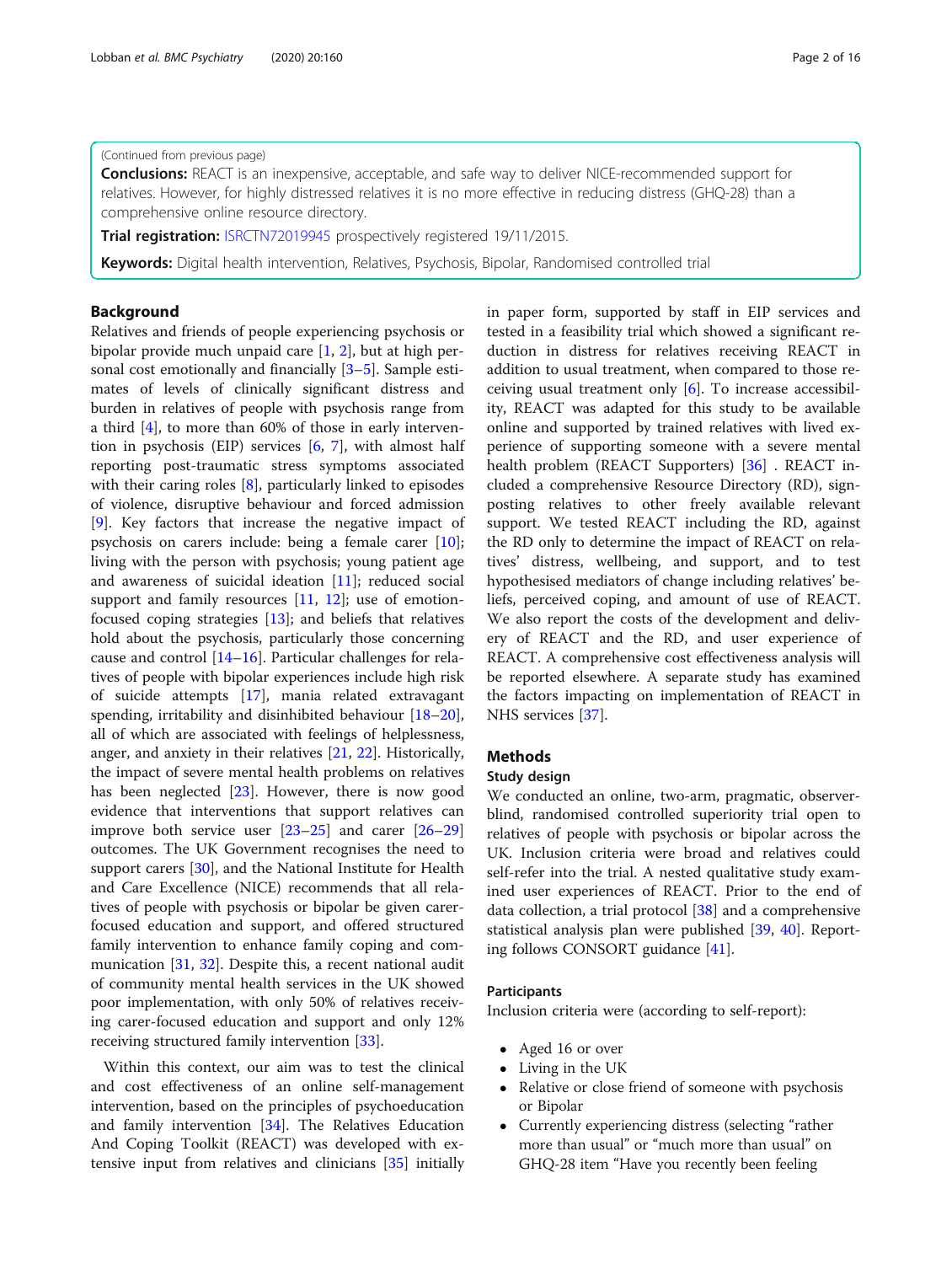(Continued from previous page)

**Conclusions:** REACT is an inexpensive, acceptable, and safe way to deliver NICE-recommended support for relatives. However, for highly distressed relatives it is no more effective in reducing distress (GHQ-28) than a comprehensive online resource directory.

**Trial registration:** ISRCTN72019945 prospectively registered 19/11/2015.

**Keywords:** Digital health intervention, Relatives, Psychosis, Bipolar, Randomised controlled trial

## Background

Relatives and friends of people experiencing psychosis or bipolar provide much unpaid care [1, 2], but at high personal cost emotionally and financially [3–5]. Sample estimates of levels of clinically significant distress and burden in relatives of people with psychosis range from a third [4], to more than 60% of those in early intervention in psychosis (EIP) services [6, 7], with almost half reporting post-traumatic stress symptoms associated with their caring roles [8], particularly linked to episodes of violence, disruptive behaviour and forced admission [9]. Key factors that increase the negative impact of psychosis on carers include: being a female carer [10]; living with the person with psychosis; young patient age and awareness of suicidal ideation [11]; reduced social support and family resources [11, 12]; use of emotion-focused coping strategies [13]; and beliefs that relatives hold about the psychosis, particularly those concerning cause and control [14–16]. Particular challenges for relatives of people with bipolar experiences include high risk of suicide attempts [17], mania related extravagant spending, irritability and disinhibited behaviour [18–20], all of which are associated with feelings of helplessness, anger, and anxiety in their relatives [21, 22]. Historically, the impact of severe mental health problems on relatives has been neglected [23]. However, there is now good evidence that interventions that support relatives can improve both service user [23–25] and carer [26–29] outcomes. The UK Government recognises the need to support carers [30], and the National Institute for Health and Care Excellence (NICE) recommends that all relatives of people with psychosis or bipolar be given carer-focused education and support, and offered structured family intervention to enhance family coping and communication [31, 32]. Despite this, a recent national audit of community mental health services in the UK showed poor implementation, with only 50% of relatives receiving carer-focused education and support and only 12% receiving structured family intervention [33].

Within this context, our aim was to test the clinical and cost effectiveness of an online self-management intervention, based on the principles of psychoeducation and family intervention [34]. The Relatives Education And Coping Toolkit (REACT) was developed with extensive input from relatives and clinicians [35] initially in paper form, supported by staff in EIP services and tested in a feasibility trial which showed a significant reduction in distress for relatives receiving REACT in addition to usual treatment, when compared to those receiving usual treatment only [6]. To increase accessibility, REACT was adapted for this study to be available online and supported by trained relatives with lived experience of supporting someone with a severe mental health problem (REACT Supporters) [36] . REACT included a comprehensive Resource Directory (RD), signposting relatives to other freely available relevant support. We tested REACT including the RD, against the RD only to determine the impact of REACT on relatives' distress, wellbeing, and support, and to test hypothesised mediators of change including relatives' beliefs, perceived coping, and amount of use of REACT. We also report the costs of the development and delivery of REACT and the RD, and user experience of REACT. A comprehensive cost effectiveness analysis will be reported elsewhere. A separate study has examined the factors impacting on implementation of REACT in NHS services [37].

## Methods

### Study design

We conducted an online, two-arm, pragmatic, observer-blind, randomised controlled superiority trial open to relatives of people with psychosis or bipolar across the UK. Inclusion criteria were broad and relatives could self-refer into the trial. A nested qualitative study examined user experiences of REACT. Prior to the end of data collection, a trial protocol [38] and a comprehensive statistical analysis plan were published [39, 40]. Reporting follows CONSORT guidance [41].

### Participants

Inclusion criteria were (according to self-report):

- Aged 16 or over
- Living in the UK
- Relative or close friend of someone with psychosis or Bipolar
- Currently experiencing distress (selecting "rather more than usual" or "much more than usual" on GHQ-28 item "Have you recently been feeling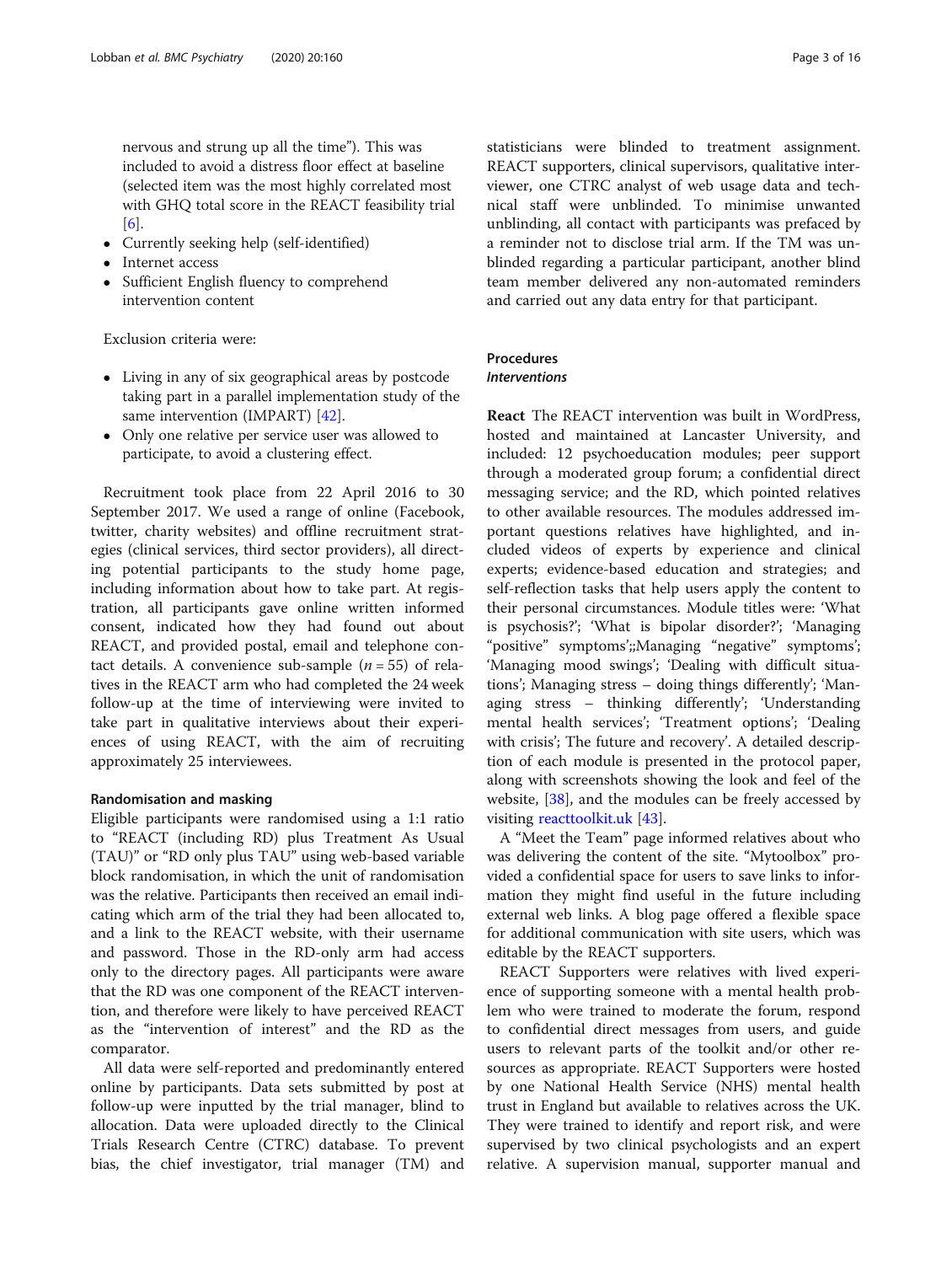nervous and strung up all the time"). This was included to avoid a distress floor effect at baseline (selected item was the most highly correlated most with GHQ total score in the REACT feasibility trial [6].

- Currently seeking help (self-identified)
- Internet access
- Sufficient English fluency to comprehend intervention content

Exclusion criteria were:

- Living in any of six geographical areas by postcode taking part in a parallel implementation study of the same intervention (IMPART) [42].
- Only one relative per service user was allowed to participate, to avoid a clustering effect.

Recruitment took place from 22 April 2016 to 30 September 2017. We used a range of online (Facebook, twitter, charity websites) and offline recruitment strategies (clinical services, third sector providers), all directing potential participants to the study home page, including information about how to take part. At registration, all participants gave online written informed consent, indicated how they had found out about REACT, and provided postal, email and telephone contact details. A convenience sub-sample ($n = 55$) of relatives in the REACT arm who had completed the 24 week follow-up at the time of interviewing were invited to take part in qualitative interviews about their experiences of using REACT, with the aim of recruiting approximately 25 interviewees.

### Randomisation and masking

Eligible participants were randomised using a 1:1 ratio to "REACT (including RD) plus Treatment As Usual (TAU)" or "RD only plus TAU" using web-based variable block randomisation, in which the unit of randomisation was the relative. Participants then received an email indicating which arm of the trial they had been allocated to, and a link to the REACT website, with their username and password. Those in the RD-only arm had access only to the directory pages. All participants were aware that the RD was one component of the REACT intervention, and therefore were likely to have perceived REACT as the "intervention of interest" and the RD as the comparator.

All data were self-reported and predominantly entered online by participants. Data sets submitted by post at follow-up were inputted by the trial manager, blind to allocation. Data were uploaded directly to the Clinical Trials Research Centre (CTRC) database. To prevent bias, the chief investigator, trial manager (TM) and statisticians were blinded to treatment assignment. REACT supporters, clinical supervisors, qualitative interviewer, one CTRC analyst of web usage data and technical staff were unblinded. To minimise unwanted unblinding, all contact with participants was prefaced by a reminder not to disclose trial arm. If the TM was unblinded regarding a particular participant, another blind team member delivered any non-automated reminders and carried out any data entry for that participant.

## Procedures

### *Interventions*

**React** The REACT intervention was built in WordPress, hosted and maintained at Lancaster University, and included: 12 psychoeducation modules; peer support through a moderated group forum; a confidential direct messaging service; and the RD, which pointed relatives to other available resources. The modules addressed important questions relatives have highlighted, and included videos of experts by experience and clinical experts; evidence-based education and strategies; and self-reflection tasks that help users apply the content to their personal circumstances. Module titles were: 'What is psychosis?'; 'What is bipolar disorder?'; 'Managing "positive" symptoms';;Managing "negative" symptoms'; 'Managing mood swings'; 'Dealing with difficult situations'; Managing stress – doing things differently'; 'Managing stress – thinking differently'; 'Understanding mental health services'; 'Treatment options'; 'Dealing with crisis'; The future and recovery'. A detailed description of each module is presented in the protocol paper, along with screenshots showing the look and feel of the website, [38], and the modules can be freely accessed by visiting reacttoolkit.uk [43].

A "Meet the Team" page informed relatives about who was delivering the content of the site. "Mytoolbox" provided a confidential space for users to save links to information they might find useful in the future including external web links. A blog page offered a flexible space for additional communication with site users, which was editable by the REACT supporters.

REACT Supporters were relatives with lived experience of supporting someone with a mental health problem who were trained to moderate the forum, respond to confidential direct messages from users, and guide users to relevant parts of the toolkit and/or other resources as appropriate. REACT Supporters were hosted by one National Health Service (NHS) mental health trust in England but available to relatives across the UK. They were trained to identify and report risk, and were supervised by two clinical psychologists and an expert relative. A supervision manual, supporter manual and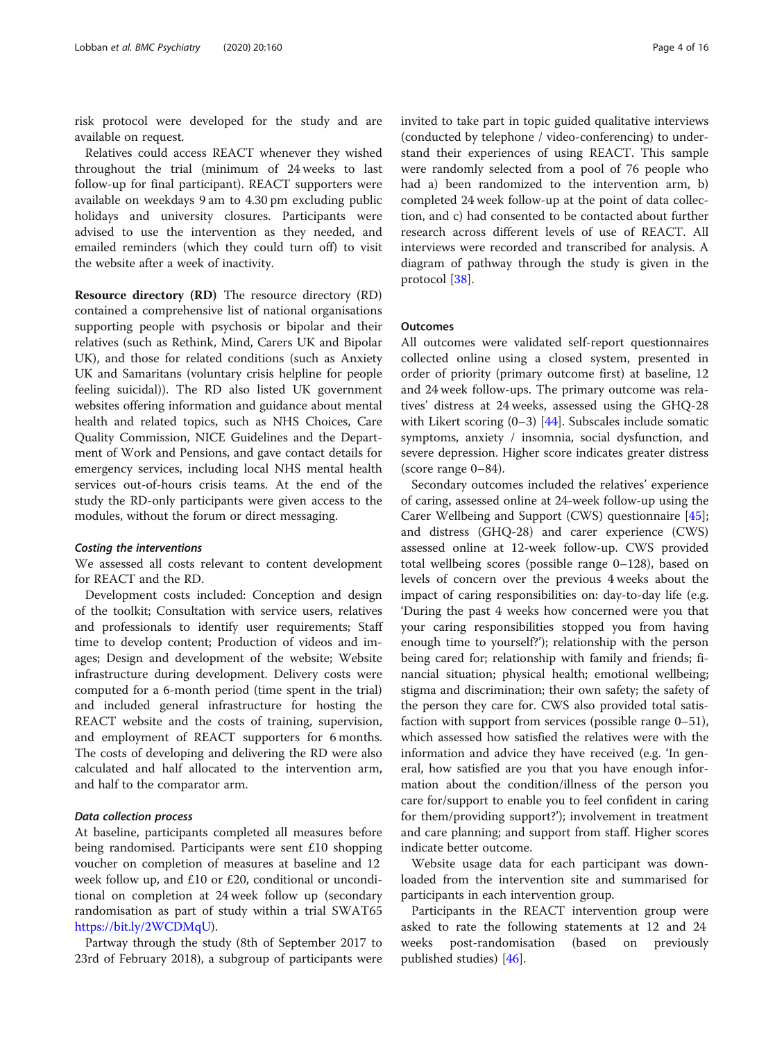risk protocol were developed for the study and are available on request.

Relatives could access REACT whenever they wished throughout the trial (minimum of 24 weeks to last follow-up for final participant). REACT supporters were available on weekdays 9 am to 4.30 pm excluding public holidays and university closures. Participants were advised to use the intervention as they needed, and emailed reminders (which they could turn off) to visit the website after a week of inactivity.

**Resource directory (RD)** The resource directory (RD) contained a comprehensive list of national organisations supporting people with psychosis or bipolar and their relatives (such as Rethink, Mind, Carers UK and Bipolar UK), and those for related conditions (such as Anxiety UK and Samaritans (voluntary crisis helpline for people feeling suicidal)). The RD also listed UK government websites offering information and guidance about mental health and related topics, such as NHS Choices, Care Quality Commission, NICE Guidelines and the Department of Work and Pensions, and gave contact details for emergency services, including local NHS mental health services out-of-hours crisis teams. At the end of the study the RD-only participants were given access to the modules, without the forum or direct messaging.

#### *Costing the interventions*

We assessed all costs relevant to content development for REACT and the RD.

Development costs included: Conception and design of the toolkit; Consultation with service users, relatives and professionals to identify user requirements; Staff time to develop content; Production of videos and images; Design and development of the website; Website infrastructure during development. Delivery costs were computed for a 6-month period (time spent in the trial) and included general infrastructure for hosting the REACT website and the costs of training, supervision, and employment of REACT supporters for 6 months. The costs of developing and delivering the RD were also calculated and half allocated to the intervention arm, and half to the comparator arm.

#### *Data collection process*

At baseline, participants completed all measures before being randomised. Participants were sent £10 shopping voucher on completion of measures at baseline and 12 week follow up, and £10 or £20, conditional or unconditional on completion at 24 week follow up (secondary randomisation as part of study within a trial SWAT65 https://bit.ly/2WCDMqU).

Partway through the study (8th of September 2017 to 23rd of February 2018), a subgroup of participants were invited to take part in topic guided qualitative interviews (conducted by telephone / video-conferencing) to understand their experiences of using REACT. This sample were randomly selected from a pool of 76 people who had a) been randomized to the intervention arm, b) completed 24 week follow-up at the point of data collection, and c) had consented to be contacted about further research across different levels of use of REACT. All interviews were recorded and transcribed for analysis. A diagram of pathway through the study is given in the protocol [38].

### Outcomes

All outcomes were validated self-report questionnaires collected online using a closed system, presented in order of priority (primary outcome first) at baseline, 12 and 24 week follow-ups. The primary outcome was relatives' distress at 24 weeks, assessed using the GHQ-28 with Likert scoring (0–3) [44]. Subscales include somatic symptoms, anxiety / insomnia, social dysfunction, and severe depression. Higher score indicates greater distress (score range 0–84).

Secondary outcomes included the relatives' experience of caring, assessed online at 24-week follow-up using the Carer Wellbeing and Support (CWS) questionnaire [45]; and distress (GHQ-28) and carer experience (CWS) assessed online at 12-week follow-up. CWS provided total wellbeing scores (possible range 0–128), based on levels of concern over the previous 4 weeks about the impact of caring responsibilities on: day-to-day life (e.g. 'During the past 4 weeks how concerned were you that your caring responsibilities stopped you from having enough time to yourself?'); relationship with the person being cared for; relationship with family and friends; financial situation; physical health; emotional wellbeing; stigma and discrimination; their own safety; the safety of the person they care for. CWS also provided total satisfaction with support from services (possible range 0–51), which assessed how satisfied the relatives were with the information and advice they have received (e.g. 'In general, how satisfied are you that you have enough information about the condition/illness of the person you care for/support to enable you to feel confident in caring for them/providing support?'); involvement in treatment and care planning; and support from staff. Higher scores indicate better outcome.

Website usage data for each participant was downloaded from the intervention site and summarised for participants in each intervention group.

Participants in the REACT intervention group were asked to rate the following statements at 12 and 24 weeks post-randomisation (based on previously published studies) [46].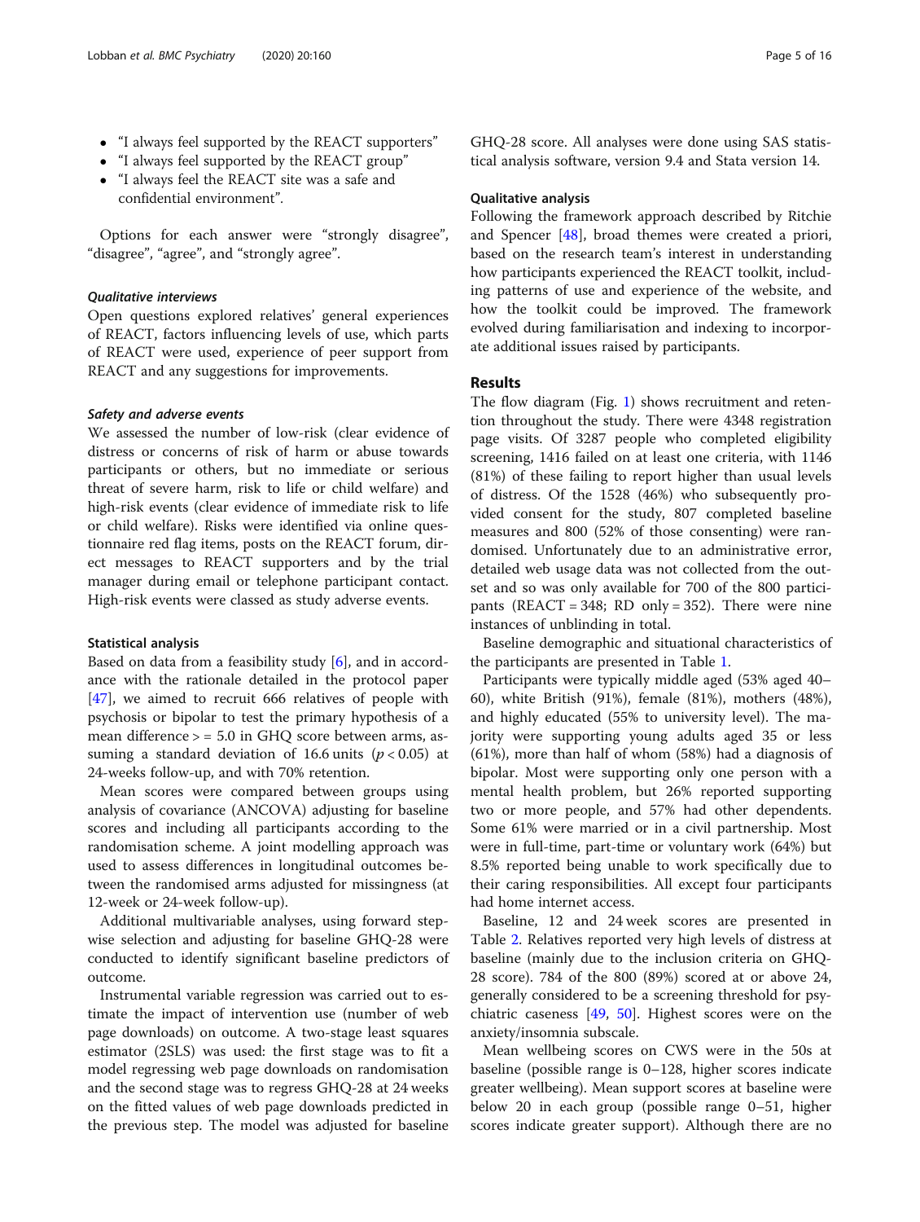- "I always feel supported by the REACT supporters"
- "I always feel supported by the REACT group"
- "I always feel the REACT site was a safe and confidential environment".

Options for each answer were "strongly disagree", "disagree", "agree", and "strongly agree".

#### *Qualitative interviews*

Open questions explored relatives' general experiences of REACT, factors influencing levels of use, which parts of REACT were used, experience of peer support from REACT and any suggestions for improvements.

#### *Safety and adverse events*

We assessed the number of low-risk (clear evidence of distress or concerns of risk of harm or abuse towards participants or others, but no immediate or serious threat of severe harm, risk to life or child welfare) and high-risk events (clear evidence of immediate risk to life or child welfare). Risks were identified via online questionnaire red flag items, posts on the REACT forum, direct messages to REACT supporters and by the trial manager during email or telephone participant contact. High-risk events were classed as study adverse events.

### Statistical analysis

Based on data from a feasibility study [6], and in accordance with the rationale detailed in the protocol paper [47], we aimed to recruit 666 relatives of people with psychosis or bipolar to test the primary hypothesis of a mean difference > = 5.0 in GHQ score between arms, assuming a standard deviation of 16.6 units ($p < 0.05$) at 24-weeks follow-up, and with 70% retention.

Mean scores were compared between groups using analysis of covariance (ANCOVA) adjusting for baseline scores and including all participants according to the randomisation scheme. A joint modelling approach was used to assess differences in longitudinal outcomes between the randomised arms adjusted for missingness (at 12-week or 24-week follow-up).

Additional multivariable analyses, using forward stepwise selection and adjusting for baseline GHQ-28 were conducted to identify significant baseline predictors of outcome.

Instrumental variable regression was carried out to estimate the impact of intervention use (number of web page downloads) on outcome. A two-stage least squares estimator (2SLS) was used: the first stage was to fit a model regressing web page downloads on randomisation and the second stage was to regress GHQ-28 at 24 weeks on the fitted values of web page downloads predicted in the previous step. The model was adjusted for baseline GHQ-28 score. All analyses were done using SAS statistical analysis software, version 9.4 and Stata version 14.

### Qualitative analysis

Following the framework approach described by Ritchie and Spencer [48], broad themes were created a priori, based on the research team's interest in understanding how participants experienced the REACT toolkit, including patterns of use and experience of the website, and how the toolkit could be improved. The framework evolved during familiarisation and indexing to incorporate additional issues raised by participants.

## Results

The flow diagram (Fig. 1) shows recruitment and retention throughout the study. There were 4348 registration page visits. Of 3287 people who completed eligibility screening, 1416 failed on at least one criteria, with 1146 (81%) of these failing to report higher than usual levels of distress. Of the 1528 (46%) who subsequently provided consent for the study, 807 completed baseline measures and 800 (52% of those consenting) were randomised. Unfortunately due to an administrative error, detailed web usage data was not collected from the outset and so was only available for 700 of the 800 participants (REACT = 348; RD only = 352). There were nine instances of unblinding in total.

Baseline demographic and situational characteristics of the participants are presented in Table 1.

Participants were typically middle aged (53% aged 40–60), white British (91%), female (81%), mothers (48%), and highly educated (55% to university level). The majority were supporting young adults aged 35 or less (61%), more than half of whom (58%) had a diagnosis of bipolar. Most were supporting only one person with a mental health problem, but 26% reported supporting two or more people, and 57% had other dependents. Some 61% were married or in a civil partnership. Most were in full-time, part-time or voluntary work (64%) but 8.5% reported being unable to work specifically due to their caring responsibilities. All except four participants had home internet access.

Baseline, 12 and 24 week scores are presented in Table 2. Relatives reported very high levels of distress at baseline (mainly due to the inclusion criteria on GHQ-28 score). 784 of the 800 (89%) scored at or above 24, generally considered to be a screening threshold for psychiatric caseness [49, 50]. Highest scores were on the anxiety/insomnia subscale.

Mean wellbeing scores on CWS were in the 50s at baseline (possible range is 0–128, higher scores indicate greater wellbeing). Mean support scores at baseline were below 20 in each group (possible range 0–51, higher scores indicate greater support). Although there are no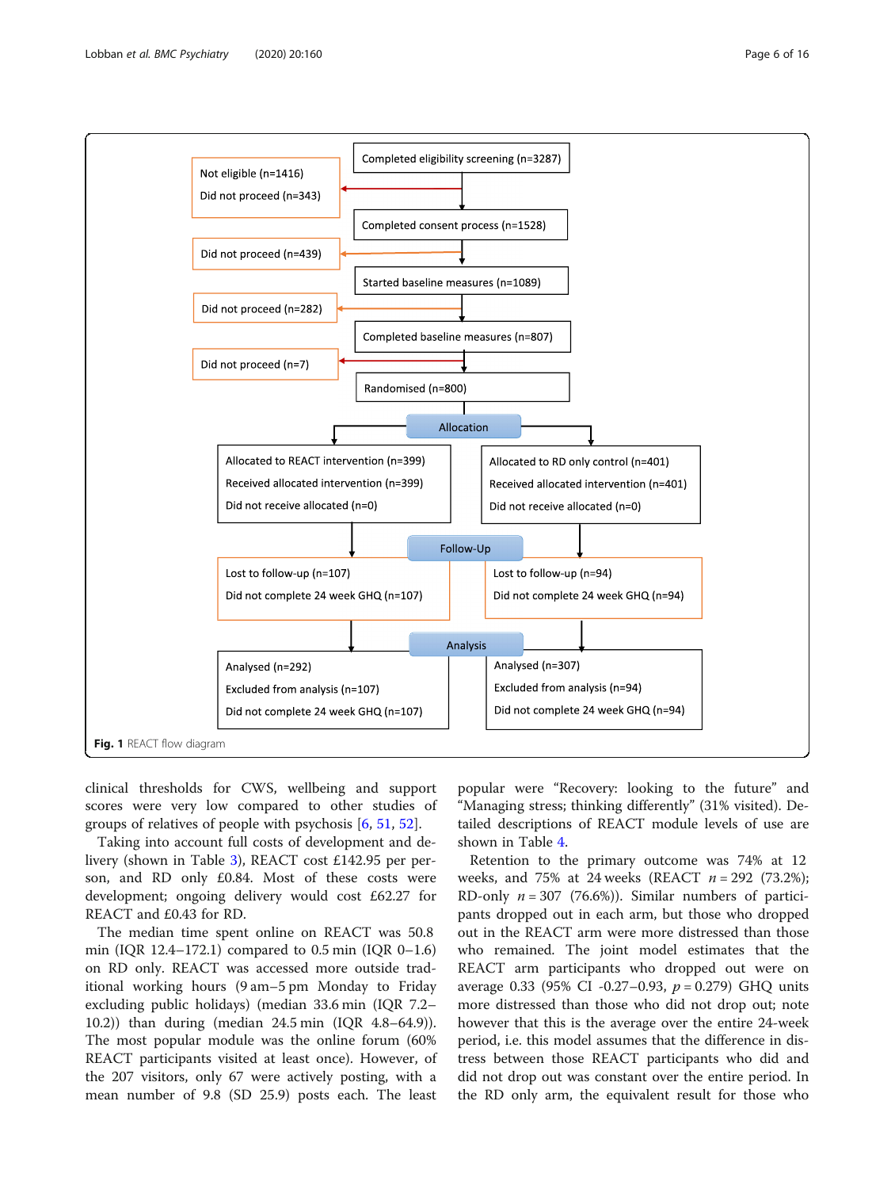Completed eligibility screening (n=3287)

Not eligible (n=1416)
Did not proceed (n=343)

Completed consent process (n=1528)

Did not proceed (n=439)

Started baseline measures (n=1089)

Did not proceed (n=282)

Completed baseline measures (n=807)

Did not proceed (n=7)

Randomised (n=800)

**Allocation**

| Allocated to REACT intervention (n=399) | Allocated to RD only control (n=401) |
|---|---|
| Received allocated intervention (n=399) | Received allocated intervention (n=401) |
| Did not receive allocated (n=0) | Did not receive allocated (n=0) |

**Follow-Up**

| Lost to follow-up (n=107) | Lost to follow-up (n=94) |
|---|---|
| Did not complete 24 week GHQ (n=107) | Did not complete 24 week GHQ (n=94) |

**Analysis**

| Analysed (n=292) | Analysed (n=307) |
|---|---|
| Excluded from analysis (n=107) | Excluded from analysis (n=94) |
| Did not complete 24 week GHQ (n=107) | Did not complete 24 week GHQ (n=94) |

**Fig. 1** REACT flow diagram

clinical thresholds for CWS, wellbeing and support scores were very low compared to other studies of groups of relatives of people with psychosis [6, 51, 52].

Taking into account full costs of development and delivery (shown in Table 3), REACT cost £142.95 per person, and RD only £0.84. Most of these costs were development; ongoing delivery would cost £62.27 for REACT and £0.43 for RD.

The median time spent online on REACT was 50.8 min (IQR 12.4–172.1) compared to 0.5 min (IQR 0–1.6) on RD only. REACT was accessed more outside traditional working hours (9 am–5 pm Monday to Friday excluding public holidays) (median 33.6 min (IQR 7.2–10.2)) than during (median 24.5 min (IQR 4.8–64.9)). The most popular module was the online forum (60% REACT participants visited at least once). However, of the 207 visitors, only 67 were actively posting, with a mean number of 9.8 (SD 25.9) posts each. The least popular were "Recovery: looking to the future" and "Managing stress; thinking differently" (31% visited). Detailed descriptions of REACT module levels of use are shown in Table 4.

Retention to the primary outcome was 74% at 12 weeks, and 75% at 24 weeks (REACT $n = 292$ (73.2%); RD-only $n = 307$ (76.6%)). Similar numbers of participants dropped out in each arm, but those who dropped out in the REACT arm were more distressed than those who remained. The joint model estimates that the REACT arm participants who dropped out were on average 0.33 (95% CI -0.27–0.93, $p = 0.279$) GHQ units more distressed than those who did not drop out; note however that this is the average over the entire 24-week period, i.e. this model assumes that the difference in distress between those REACT participants who did and did not drop out was constant over the entire period. In the RD only arm, the equivalent result for those who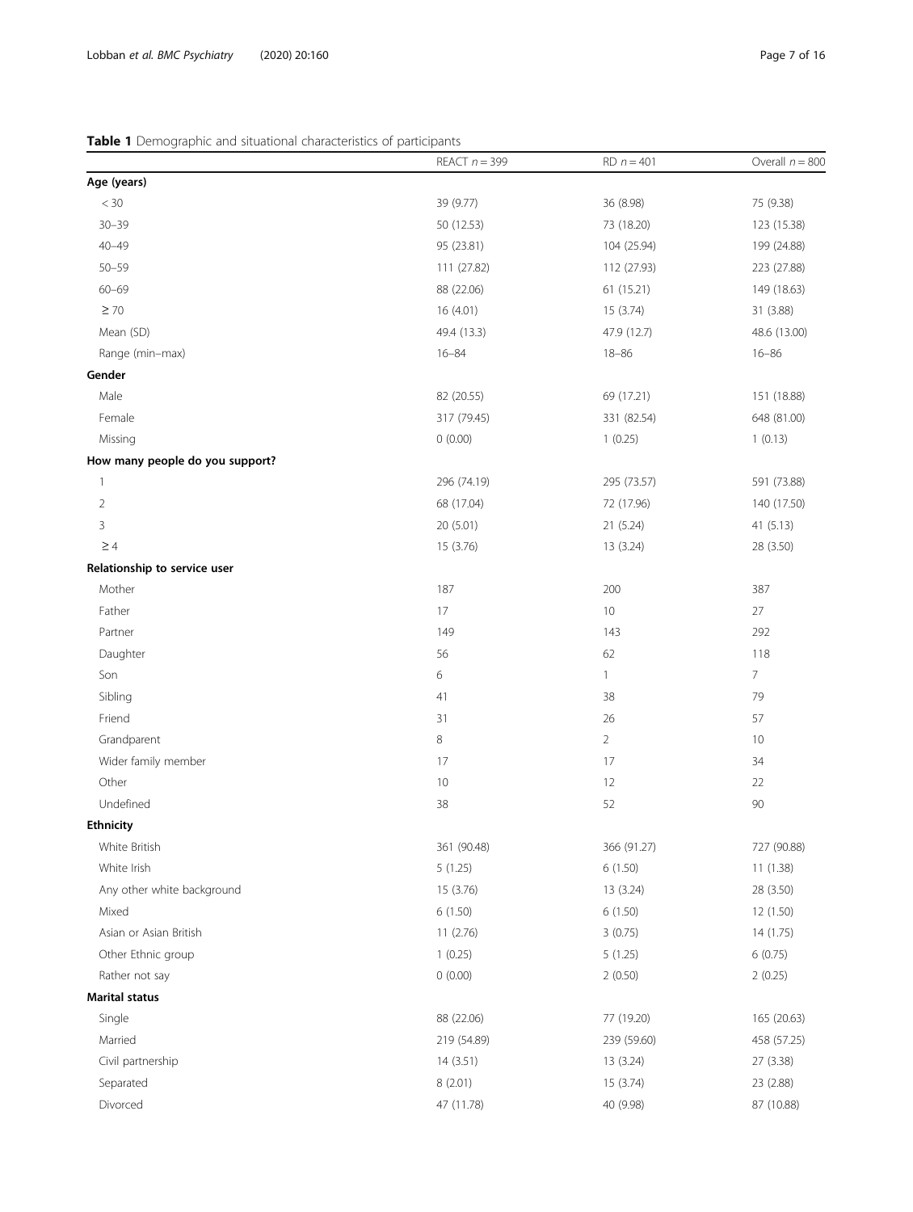**Table 1** Demographic and situational characteristics of participants

| | REACT $n = 399$ | RD $n = 401$ | Overall $n = 800$ |
|---|---|---|---|
| **Age (years)** | | | |
| < 30 | 39 (9.77) | 36 (8.98) | 75 (9.38) |
| 30–39 | 50 (12.53) | 73 (18.20) | 123 (15.38) |
| 40–49 | 95 (23.81) | 104 (25.94) | 199 (24.88) |
| 50–59 | 111 (27.82) | 112 (27.93) | 223 (27.88) |
| 60–69 | 88 (22.06) | 61 (15.21) | 149 (18.63) |
| ≥ 70 | 16 (4.01) | 15 (3.74) | 31 (3.88) |
| Mean (SD) | 49.4 (13.3) | 47.9 (12.7) | 48.6 (13.00) |
| Range (min–max) | 16–84 | 18–86 | 16–86 |
| **Gender** | | | |
| Male | 82 (20.55) | 69 (17.21) | 151 (18.88) |
| Female | 317 (79.45) | 331 (82.54) | 648 (81.00) |
| Missing | 0 (0.00) | 1 (0.25) | 1 (0.13) |
| **How many people do you support?** | | | |
| 1 | 296 (74.19) | 295 (73.57) | 591 (73.88) |
| 2 | 68 (17.04) | 72 (17.96) | 140 (17.50) |
| 3 | 20 (5.01) | 21 (5.24) | 41 (5.13) |
| ≥ 4 | 15 (3.76) | 13 (3.24) | 28 (3.50) |
| **Relationship to service user** | | | |
| Mother | 187 | 200 | 387 |
| Father | 17 | 10 | 27 |
| Partner | 149 | 143 | 292 |
| Daughter | 56 | 62 | 118 |
| Son | 6 | 1 | 7 |
| Sibling | 41 | 38 | 79 |
| Friend | 31 | 26 | 57 |
| Grandparent | 8 | 2 | 10 |
| Wider family member | 17 | 17 | 34 |
| Other | 10 | 12 | 22 |
| Undefined | 38 | 52 | 90 |
| **Ethnicity** | | | |
| White British | 361 (90.48) | 366 (91.27) | 727 (90.88) |
| White Irish | 5 (1.25) | 6 (1.50) | 11 (1.38) |
| Any other white background | 15 (3.76) | 13 (3.24) | 28 (3.50) |
| Mixed | 6 (1.50) | 6 (1.50) | 12 (1.50) |
| Asian or Asian British | 11 (2.76) | 3 (0.75) | 14 (1.75) |
| Other Ethnic group | 1 (0.25) | 5 (1.25) | 6 (0.75) |
| Rather not say | 0 (0.00) | 2 (0.50) | 2 (0.25) |
| **Marital status** | | | |
| Single | 88 (22.06) | 77 (19.20) | 165 (20.63) |
| Married | 219 (54.89) | 239 (59.60) | 458 (57.25) |
| Civil partnership | 14 (3.51) | 13 (3.24) | 27 (3.38) |
| Separated | 8 (2.01) | 15 (3.74) | 23 (2.88) |
| Divorced | 47 (11.78) | 40 (9.98) | 87 (10.88) |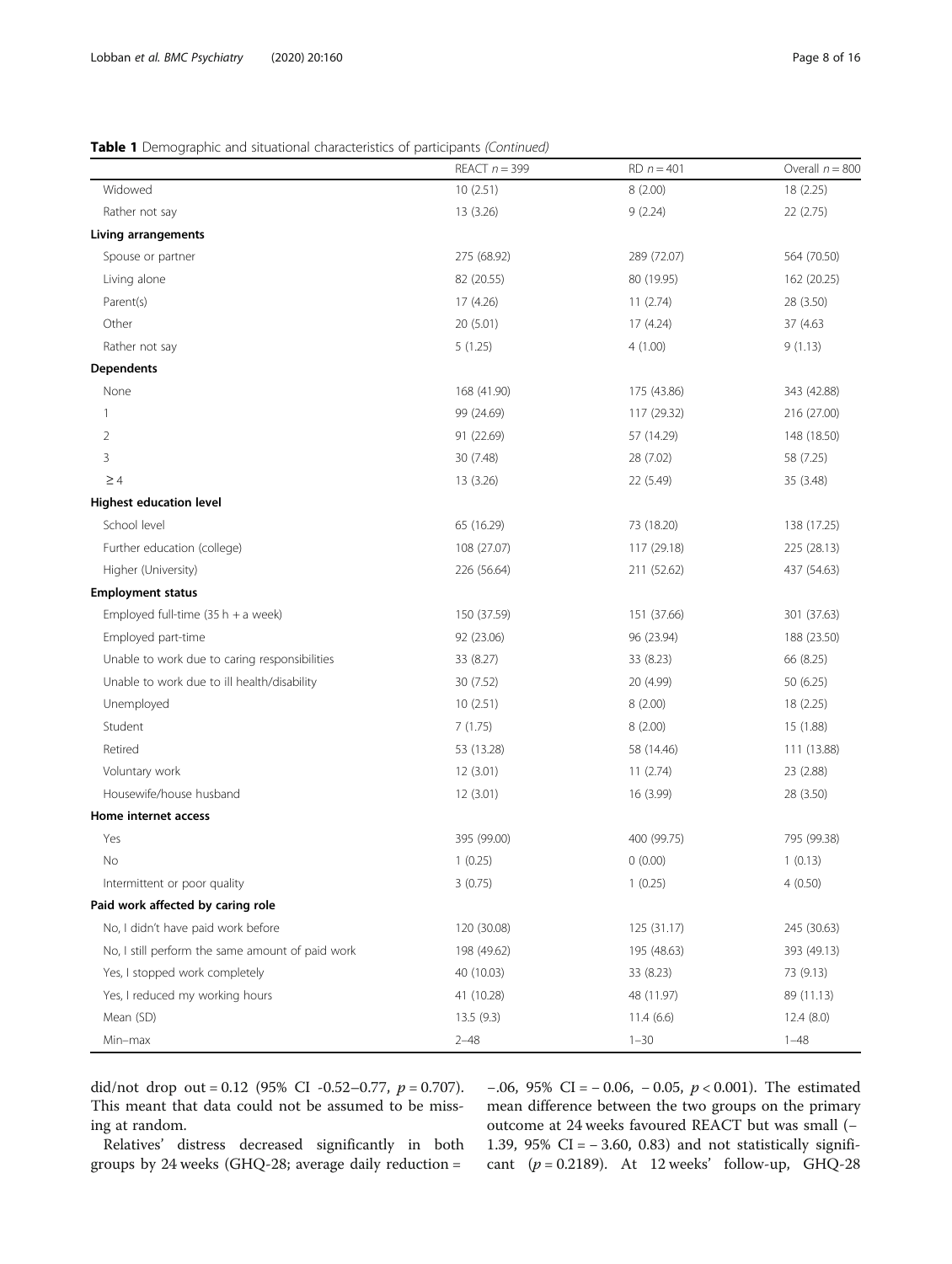**Table 1** Demographic and situational characteristics of participants *(Continued)*

| | REACT $n = 399$ | RD $n = 401$ | Overall $n = 800$ |
|---|---|---|---|
| Widowed | 10 (2.51) | 8 (2.00) | 18 (2.25) |
| Rather not say | 13 (3.26) | 9 (2.24) | 22 (2.75) |
| **Living arrangements** | | | |
| Spouse or partner | 275 (68.92) | 289 (72.07) | 564 (70.50) |
| Living alone | 82 (20.55) | 80 (19.95) | 162 (20.25) |
| Parent(s) | 17 (4.26) | 11 (2.74) | 28 (3.50) |
| Other | 20 (5.01) | 17 (4.24) | 37 (4.63 |
| Rather not say | 5 (1.25) | 4 (1.00) | 9 (1.13) |
| **Dependents** | | | |
| None | 168 (41.90) | 175 (43.86) | 343 (42.88) |
| 1 | 99 (24.69) | 117 (29.32) | 216 (27.00) |
| 2 | 91 (22.69) | 57 (14.29) | 148 (18.50) |
| 3 | 30 (7.48) | 28 (7.02) | 58 (7.25) |
| ≥ 4 | 13 (3.26) | 22 (5.49) | 35 (3.48) |
| **Highest education level** | | | |
| School level | 65 (16.29) | 73 (18.20) | 138 (17.25) |
| Further education (college) | 108 (27.07) | 117 (29.18) | 225 (28.13) |
| Higher (University) | 226 (56.64) | 211 (52.62) | 437 (54.63) |
| **Employment status** | | | |
| Employed full-time (35 h + a week) | 150 (37.59) | 151 (37.66) | 301 (37.63) |
| Employed part-time | 92 (23.06) | 96 (23.94) | 188 (23.50) |
| Unable to work due to caring responsibilities | 33 (8.27) | 33 (8.23) | 66 (8.25) |
| Unable to work due to ill health/disability | 30 (7.52) | 20 (4.99) | 50 (6.25) |
| Unemployed | 10 (2.51) | 8 (2.00) | 18 (2.25) |
| Student | 7 (1.75) | 8 (2.00) | 15 (1.88) |
| Retired | 53 (13.28) | 58 (14.46) | 111 (13.88) |
| Voluntary work | 12 (3.01) | 11 (2.74) | 23 (2.88) |
| Housewife/house husband | 12 (3.01) | 16 (3.99) | 28 (3.50) |
| **Home internet access** | | | |
| Yes | 395 (99.00) | 400 (99.75) | 795 (99.38) |
| No | 1 (0.25) | 0 (0.00) | 1 (0.13) |
| Intermittent or poor quality | 3 (0.75) | 1 (0.25) | 4 (0.50) |
| **Paid work affected by caring role** | | | |
| No, I didn't have paid work before | 120 (30.08) | 125 (31.17) | 245 (30.63) |
| No, I still perform the same amount of paid work | 198 (49.62) | 195 (48.63) | 393 (49.13) |
| Yes, I stopped work completely | 40 (10.03) | 33 (8.23) | 73 (9.13) |
| Yes, I reduced my working hours | 41 (10.28) | 48 (11.97) | 89 (11.13) |
| Mean (SD) | 13.5 (9.3) | 11.4 (6.6) | 12.4 (8.0) |
| Min–max | 2–48 | 1–30 | 1–48 |

did/not drop out = 0.12 (95% CI -0.52–0.77, $p = 0.707$). This meant that data could not be assumed to be missing at random.

Relatives' distress decreased significantly in both groups by 24 weeks (GHQ-28; average daily reduction = −.06, 95% CI = − 0.06, − 0.05, $p < 0.001$). The estimated mean difference between the two groups on the primary outcome at 24 weeks favoured REACT but was small (− 1.39, 95% CI = − 3.60, 0.83) and not statistically significant ($p = 0.2189$). At 12 weeks' follow-up, GHQ-28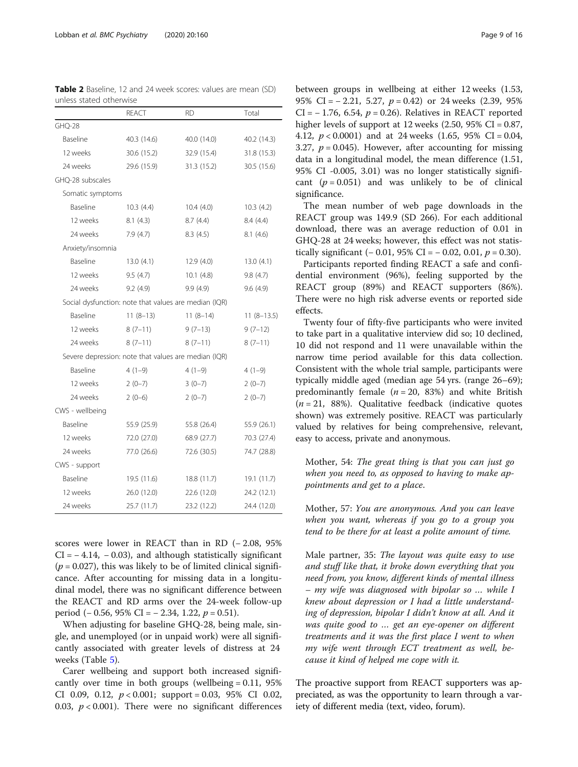**Table 2** Baseline, 12 and 24 week scores: values are mean (SD) unless stated otherwise

| | REACT | RD | Total |
|---|---|---|---|
| GHQ-28 | | | |
| Baseline | 40.3 (14.6) | 40.0 (14.0) | 40.2 (14.3) |
| 12 weeks | 30.6 (15.2) | 32.9 (15.4) | 31.8 (15.3) |
| 24 weeks | 29.6 (15.9) | 31.3 (15.2) | 30.5 (15.6) |
| GHQ-28 subscales | | | |
| Somatic symptoms | | | |
| Baseline | 10.3 (4.4) | 10.4 (4.0) | 10.3 (4.2) |
| 12 weeks | 8.1 (4.3) | 8.7 (4.4) | 8.4 (4.4) |
| 24 weeks | 7.9 (4.7) | 8.3 (4.5) | 8.1 (4.6) |
| Anxiety/insomnia | | | |
| Baseline | 13.0 (4.1) | 12.9 (4.0) | 13.0 (4.1) |
| 12 weeks | 9.5 (4.7) | 10.1 (4.8) | 9.8 (4.7) |
| 24 weeks | 9.2 (4.9) | 9.9 (4.9) | 9.6 (4.9) |
| Social dysfunction: note that values are median (IQR) | | | |
| Baseline | 11 (8–13) | 11 (8–14) | 11 (8–13.5) |
| 12 weeks | 8 (7–11) | 9 (7–13) | 9 (7–12) |
| 24 weeks | 8 (7–11) | 8 (7–11) | 8 (7–11) |
| Severe depression: note that values are median (IQR) | | | |
| Baseline | 4 (1–9) | 4 (1–9) | 4 (1–9) |
| 12 weeks | 2 (0–7) | 3 (0–7) | 2 (0–7) |
| 24 weeks | 2 (0–6) | 2 (0–7) | 2 (0–7) |
| CWS - wellbeing | | | |
| Baseline | 55.9 (25.9) | 55.8 (26.4) | 55.9 (26.1) |
| 12 weeks | 72.0 (27.0) | 68.9 (27.7) | 70.3 (27.4) |
| 24 weeks | 77.0 (26.6) | 72.6 (30.5) | 74.7 (28.8) |
| CWS - support | | | |
| Baseline | 19.5 (11.6) | 18.8 (11.7) | 19.1 (11.7) |
| 12 weeks | 26.0 (12.0) | 22.6 (12.0) | 24.2 (12.1) |
| 24 weeks | 25.7 (11.7) | 23.2 (12.2) | 24.4 (12.0) |

scores were lower in REACT than in RD (− 2.08, 95% CI = − 4.14, − 0.03), and although statistically significant ($p = 0.027$), this was likely to be of limited clinical significance. After accounting for missing data in a longitudinal model, there was no significant difference between the REACT and RD arms over the 24-week follow-up period (− 0.56, 95% CI = − 2.34, 1.22, $p = 0.51$).

When adjusting for baseline GHQ-28, being male, single, and unemployed (or in unpaid work) were all significantly associated with greater levels of distress at 24 weeks (Table 5).

Carer wellbeing and support both increased significantly over time in both groups (wellbeing = 0.11, 95% CI 0.09, 0.12, $p < 0.001$; support = 0.03, 95% CI 0.02, 0.03, $p < 0.001$). There were no significant differences between groups in wellbeing at either 12 weeks (1.53, 95% CI = − 2.21, 5.27, $p = 0.42$) or 24 weeks (2.39, 95% CI = − 1.76, 6.54, $p = 0.26$). Relatives in REACT reported higher levels of support at 12 weeks (2.50, 95% CI = 0.87, 4.12, $p < 0.0001$) and at 24 weeks (1.65, 95% CI = 0.04, 3.27, $p = 0.045$). However, after accounting for missing data in a longitudinal model, the mean difference (1.51, 95% CI -0.005, 3.01) was no longer statistically significant ($p = 0.051$) and was unlikely to be of clinical significance.

The mean number of web page downloads in the REACT group was 149.9 (SD 266). For each additional download, there was an average reduction of 0.01 in GHQ-28 at 24 weeks; however, this effect was not statistically significant (− 0.01, 95% CI = − 0.02, 0.01, $p = 0.30$).

Participants reported finding REACT a safe and confidential environment (96%), feeling supported by the REACT group (89%) and REACT supporters (86%). There were no high risk adverse events or reported side effects.

Twenty four of fifty-five participants who were invited to take part in a qualitative interview did so; 10 declined, 10 did not respond and 11 were unavailable within the narrow time period available for this data collection. Consistent with the whole trial sample, participants were typically middle aged (median age 54 yrs. (range 26–69); predominantly female ($n = 20$, 83%) and white British ($n = 21$, 88%). Qualitative feedback (indicative quotes shown) was extremely positive. REACT was particularly valued by relatives for being comprehensive, relevant, easy to access, private and anonymous.

> Mother, 54: *The great thing is that you can just go when you need to, as opposed to having to make appointments and get to a place*.

> Mother, 57: *You are anonymous. And you can leave when you want, whereas if you go to a group you tend to be there for at least a polite amount of time.*

> Male partner, 35: *The layout was quite easy to use and stuff like that, it broke down everything that you need from, you know, different kinds of mental illness – my wife was diagnosed with bipolar so … while I knew about depression or I had a little understanding of depression, bipolar I didn't know at all. And it was quite good to … get an eye-opener on different treatments and it was the first place I went to when my wife went through ECT treatment as well, because it kind of helped me cope with it.*

The proactive support from REACT supporters was appreciated, as was the opportunity to learn through a variety of different media (text, video, forum).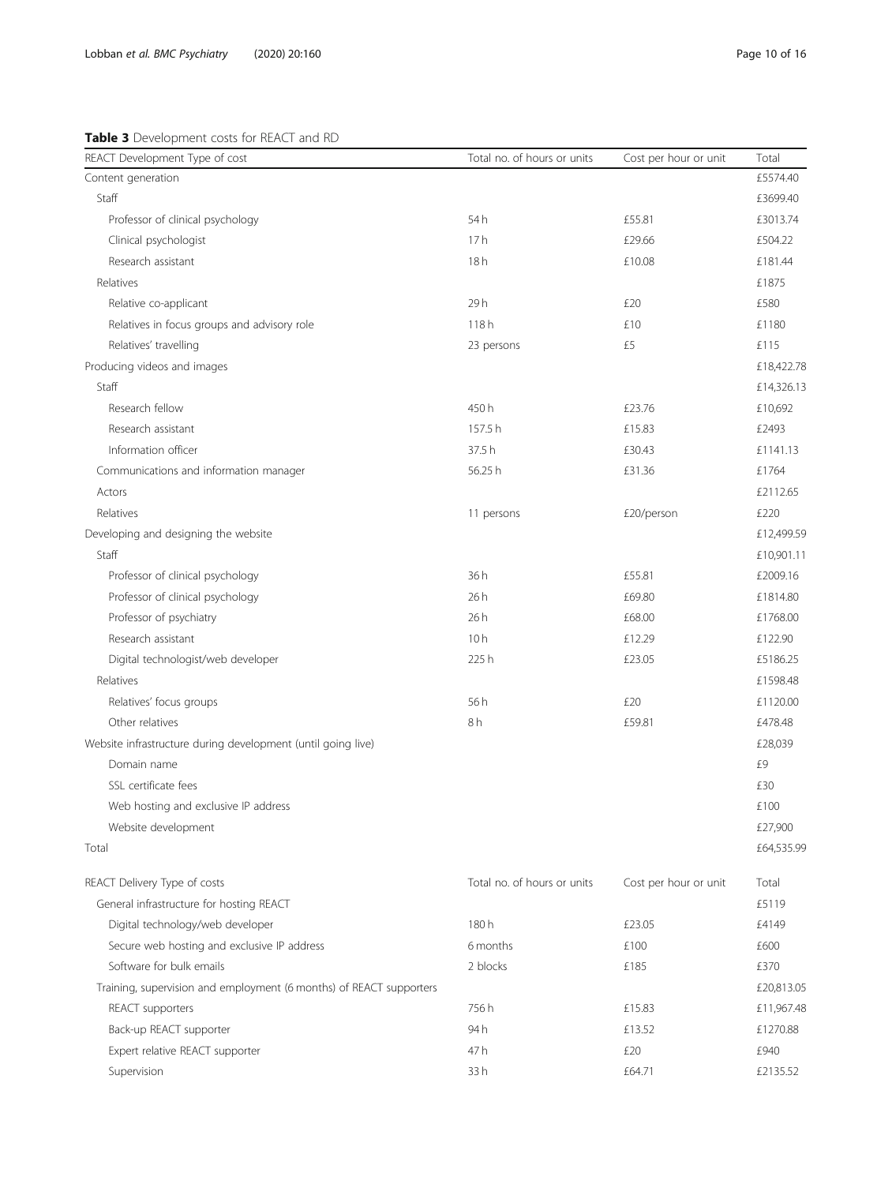**Table 3** Development costs for REACT and RD

| REACT Development Type of cost | Total no. of hours or units | Cost per hour or unit | Total |
|---|---|---|---|
| Content generation | | | £5574.40 |
| Staff | | | £3699.40 |
| Professor of clinical psychology | 54 h | £55.81 | £3013.74 |
| Clinical psychologist | 17 h | £29.66 | £504.22 |
| Research assistant | 18 h | £10.08 | £181.44 |
| Relatives | | | £1875 |
| Relative co-applicant | 29 h | £20 | £580 |
| Relatives in focus groups and advisory role | 118 h | £10 | £1180 |
| Relatives' travelling | 23 persons | £5 | £115 |
| Producing videos and images | | | £18,422.78 |
| Staff | | | £14,326.13 |
| Research fellow | 450 h | £23.76 | £10,692 |
| Research assistant | 157.5 h | £15.83 | £2493 |
| Information officer | 37.5 h | £30.43 | £1141.13 |
| Communications and information manager | 56.25 h | £31.36 | £1764 |
| Actors | | | £2112.65 |
| Relatives | 11 persons | £20/person | £220 |
| Developing and designing the website | | | £12,499.59 |
| Staff | | | £10,901.11 |
| Professor of clinical psychology | 36 h | £55.81 | £2009.16 |
| Professor of clinical psychology | 26 h | £69.80 | £1814.80 |
| Professor of psychiatry | 26 h | £68.00 | £1768.00 |
| Research assistant | 10 h | £12.29 | £122.90 |
| Digital technologist/web developer | 225 h | £23.05 | £5186.25 |
| Relatives | | | £1598.48 |
| Relatives' focus groups | 56 h | £20 | £1120.00 |
| Other relatives | 8 h | £59.81 | £478.48 |
| Website infrastructure during development (until going live) | | | £28,039 |
| Domain name | | | £9 |
| SSL certificate fees | | | £30 |
| Web hosting and exclusive IP address | | | £100 |
| Website development | | | £27,900 |
| Total | | | £64,535.99 |
| **REACT Delivery Type of costs** | **Total no. of hours or units** | **Cost per hour or unit** | **Total** |
| General infrastructure for hosting REACT | | | £5119 |
| Digital technology/web developer | 180 h | £23.05 | £4149 |
| Secure web hosting and exclusive IP address | 6 months | £100 | £600 |
| Software for bulk emails | 2 blocks | £185 | £370 |
| Training, supervision and employment (6 months) of REACT supporters | | | £20,813.05 |
| REACT supporters | 756 h | £15.83 | £11,967.48 |
| Back-up REACT supporter | 94 h | £13.52 | £1270.88 |
| Expert relative REACT supporter | 47 h | £20 | £940 |
| Supervision | 33 h | £64.71 | £2135.52 |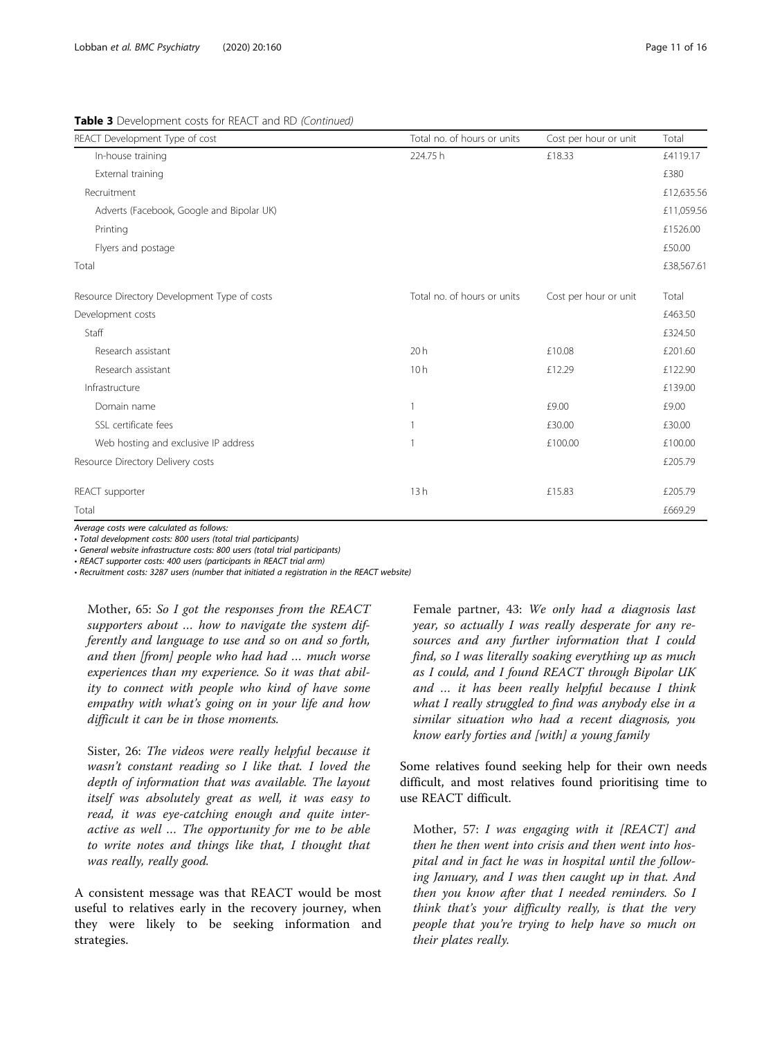**Table 3** Development costs for REACT and RD *(Continued)*

| REACT Development Type of cost | Total no. of hours or units | Cost per hour or unit | Total |
|---|---|---|---|
| In-house training | 224.75 h | £18.33 | £4119.17 |
| External training | | | £380 |
| Recruitment | | | £12,635.56 |
| Adverts (Facebook, Google and Bipolar UK) | | | £11,059.56 |
| Printing | | | £1526.00 |
| Flyers and postage | | | £50.00 |
| Total | | | £38,567.61 |
| **Resource Directory Development Type of costs** | **Total no. of hours or units** | **Cost per hour or unit** | **Total** |
| Development costs | | | £463.50 |
| Staff | | | £324.50 |
| Research assistant | 20 h | £10.08 | £201.60 |
| Research assistant | 10 h | £12.29 | £122.90 |
| Infrastructure | | | £139.00 |
| Domain name | 1 | £9.00 | £9.00 |
| SSL certificate fees | 1 | £30.00 | £30.00 |
| Web hosting and exclusive IP address | 1 | £100.00 | £100.00 |
| Resource Directory Delivery costs | | | £205.79 |
| REACT supporter | 13 h | £15.83 | £205.79 |
| Total | | | £669.29 |

*Average costs were calculated as follows:*
- *Total development costs: 800 users (total trial participants)*
- *General website infrastructure costs: 800 users (total trial participants)*
- *REACT supporter costs: 400 users (participants in REACT trial arm)*
- *Recruitment costs: 3287 users (number that initiated a registration in the REACT website)*

> Mother, 65: *So I got the responses from the REACT supporters about … how to navigate the system differently and language to use and so on and so forth, and then [from] people who had had … much worse experiences than my experience. So it was that ability to connect with people who kind of have some empathy with what's going on in your life and how difficult it can be in those moments.*

> Sister, 26: *The videos were really helpful because it wasn't constant reading so I like that. I loved the depth of information that was available. The layout itself was absolutely great as well, it was easy to read, it was eye-catching enough and quite interactive as well … The opportunity for me to be able to write notes and things like that, I thought that was really, really good.*

A consistent message was that REACT would be most useful to relatives early in the recovery journey, when they were likely to be seeking information and strategies.

> Female partner, 43: *We only had a diagnosis last year, so actually I was really desperate for any resources and any further information that I could find, so I was literally soaking everything up as much as I could, and I found REACT through Bipolar UK and … it has been really helpful because I think what I really struggled to find was anybody else in a similar situation who had a recent diagnosis, you know early forties and [with] a young family*

Some relatives found seeking help for their own needs difficult, and most relatives found prioritising time to use REACT difficult.

> Mother, 57: *I was engaging with it [REACT] and then he then went into crisis and then went into hospital and in fact he was in hospital until the following January, and I was then caught up in that. And then you know after that I needed reminders. So I think that's your difficulty really, is that the very people that you're trying to help have so much on their plates really.*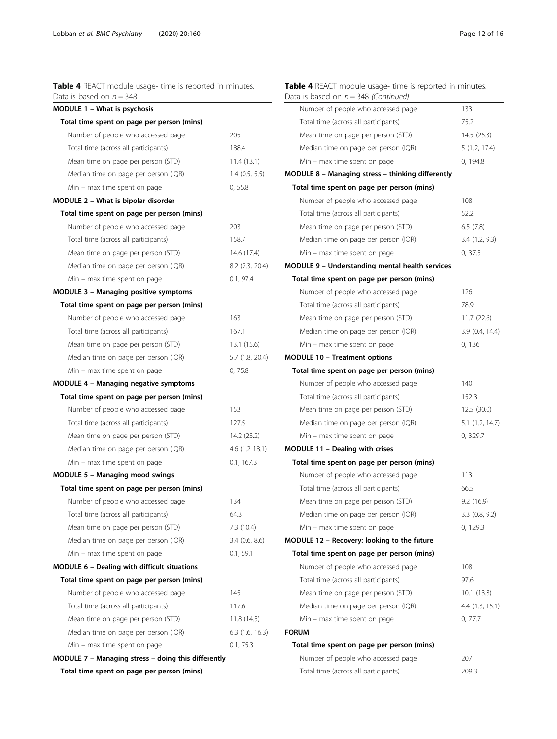**Table 4** REACT module usage- time is reported in minutes. Data is based on $n = 348$

| | |
|---|---|
| **MODULE 1 – What is psychosis** | |
| **Total time spent on page per person (mins)** | |
| Number of people who accessed page | 205 |
| Total time (across all participants) | 188.4 |
| Mean time on page per person (STD) | 11.4 (13.1) |
| Median time on page per person (IQR) | 1.4 (0.5, 5.5) |
| Min – max time spent on page | 0, 55.8 |
| **MODULE 2 – What is bipolar disorder** | |
| **Total time spent on page per person (mins)** | |
| Number of people who accessed page | 203 |
| Total time (across all participants) | 158.7 |
| Mean time on page per person (STD) | 14.6 (17.4) |
| Median time on page per person (IQR) | 8.2 (2.3, 20.4) |
| Min – max time spent on page | 0.1, 97.4 |
| **MODULE 3 – Managing positive symptoms** | |
| **Total time spent on page per person (mins)** | |
| Number of people who accessed page | 163 |
| Total time (across all participants) | 167.1 |
| Mean time on page per person (STD) | 13.1 (15.6) |
| Median time on page per person (IQR) | 5.7 (1.8, 20.4) |
| Min – max time spent on page | 0, 75.8 |
| **MODULE 4 – Managing negative symptoms** | |
| **Total time spent on page per person (mins)** | |
| Number of people who accessed page | 153 |
| Total time (across all participants) | 127.5 |
| Mean time on page per person (STD) | 14.2 (23.2) |
| Median time on page per person (IQR) | 4.6 (1.2 18.1) |
| Min – max time spent on page | 0.1, 167.3 |
| **MODULE 5 – Managing mood swings** | |
| **Total time spent on page per person (mins)** | |
| Number of people who accessed page | 134 |
| Total time (across all participants) | 64.3 |
| Mean time on page per person (STD) | 7.3 (10.4) |
| Median time on page per person (IQR) | 3.4 (0.6, 8.6) |
| Min – max time spent on page | 0.1, 59.1 |
| **MODULE 6 – Dealing with difficult situations** | |
| **Total time spent on page per person (mins)** | |
| Number of people who accessed page | 145 |
| Total time (across all participants) | 117.6 |
| Mean time on page per person (STD) | 11.8 (14.5) |
| Median time on page per person (IQR) | 6.3 (1.6, 16.3) |
| Min – max time spent on page | 0.1, 75.3 |
| **MODULE 7 – Managing stress – doing this differently** | |
| **Total time spent on page per person (mins)** | |
| Number of people who accessed page | 133 |
| Total time (across all participants) | 75.2 |
| Mean time on page per person (STD) | 14.5 (25.3) |
| Median time on page per person (IQR) | 5 (1.2, 17.4) |
| Min – max time spent on page | 0, 194.8 |
| **MODULE 8 – Managing stress – thinking differently** | |
| **Total time spent on page per person (mins)** | |
| Number of people who accessed page | 108 |
| Total time (across all participants) | 52.2 |
| Mean time on page per person (STD) | 6.5 (7.8) |
| Median time on page per person (IQR) | 3.4 (1.2, 9.3) |
| Min – max time spent on page | 0, 37.5 |
| **MODULE 9 – Understanding mental health services** | |
| **Total time spent on page per person (mins)** | |
| Number of people who accessed page | 126 |
| Total time (across all participants) | 78.9 |
| Mean time on page per person (STD) | 11.7 (22.6) |
| Median time on page per person (IQR) | 3.9 (0.4, 14.4) |
| Min – max time spent on page | 0, 136 |
| **MODULE 10 – Treatment options** | |
| **Total time spent on page per person (mins)** | |
| Number of people who accessed page | 140 |
| Total time (across all participants) | 152.3 |
| Mean time on page per person (STD) | 12.5 (30.0) |
| Median time on page per person (IQR) | 5.1 (1.2, 14.7) |
| Min – max time spent on page | 0, 329.7 |
| **MODULE 11 – Dealing with crises** | |
| **Total time spent on page per person (mins)** | |
| Number of people who accessed page | 113 |
| Total time (across all participants) | 66.5 |
| Mean time on page per person (STD) | 9.2 (16.9) |
| Median time on page per person (IQR) | 3.3 (0.8, 9.2) |
| Min – max time spent on page | 0, 129.3 |
| **MODULE 12 – Recovery: looking to the future** | |
| **Total time spent on page per person (mins)** | |
| Number of people who accessed page | 108 |
| Total time (across all participants) | 97.6 |
| Mean time on page per person (STD) | 10.1 (13.8) |
| Median time on page per person (IQR) | 4.4 (1.3, 15.1) |
| Min – max time spent on page | 0, 77.7 |
| **FORUM** | |
| **Total time spent on page per person (mins)** | |
| Number of people who accessed page | 207 |
| Total time (across all participants) | 209.3 |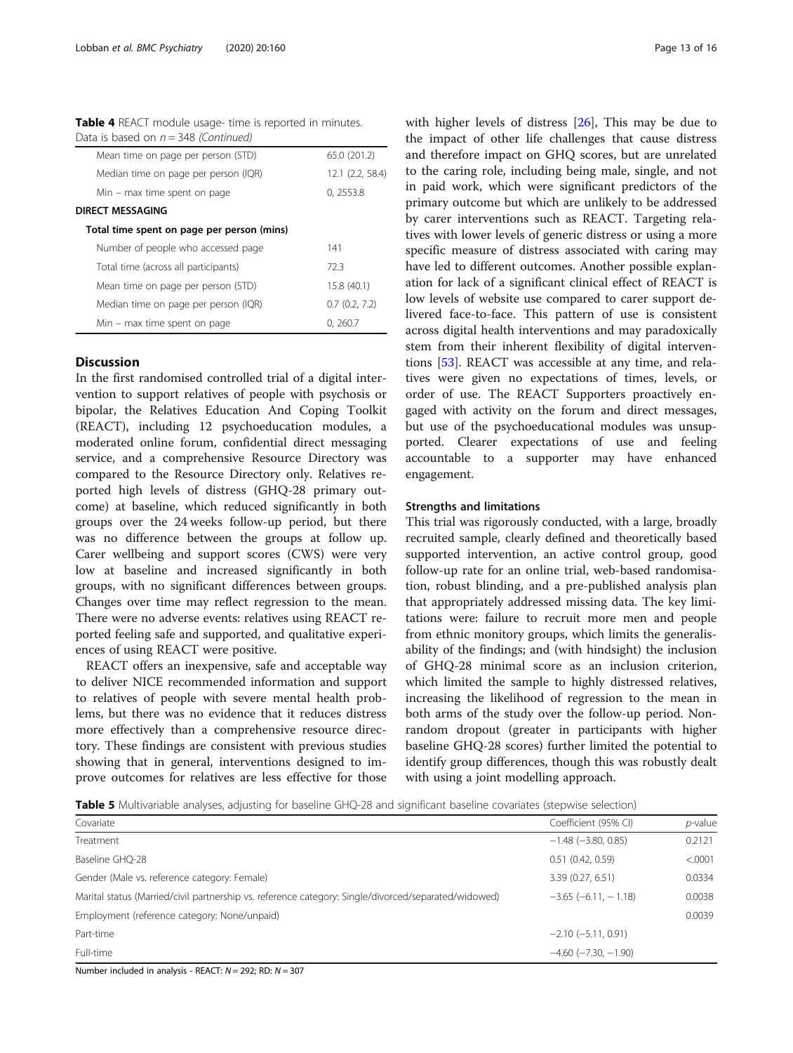**Table 4** REACT module usage- time is reported in minutes. Data is based on $n = 348$ *(Continued)*

| | |
|---|---|
| Mean time on page per person (STD) | 65.0 (201.2) |
| Median time on page per person (IQR) | 12.1 (2.2, 58.4) |
| Min – max time spent on page | 0, 2553.8 |
| **DIRECT MESSAGING** | |
| **Total time spent on page per person (mins)** | |
| Number of people who accessed page | 141 |
| Total time (across all participants) | 72.3 |
| Mean time on page per person (STD) | 15.8 (40.1) |
| Median time on page per person (IQR) | 0.7 (0.2, 7.2) |
| Min – max time spent on page | 0, 260.7 |

## Discussion

In the first randomised controlled trial of a digital intervention to support relatives of people with psychosis or bipolar, the Relatives Education And Coping Toolkit (REACT), including 12 psychoeducation modules, a moderated online forum, confidential direct messaging service, and a comprehensive Resource Directory was compared to the Resource Directory only. Relatives reported high levels of distress (GHQ-28 primary outcome) at baseline, which reduced significantly in both groups over the 24 weeks follow-up period, but there was no difference between the groups at follow up. Carer wellbeing and support scores (CWS) were very low at baseline and increased significantly in both groups, with no significant differences between groups. Changes over time may reflect regression to the mean. There were no adverse events: relatives using REACT reported feeling safe and supported, and qualitative experiences of using REACT were positive.

REACT offers an inexpensive, safe and acceptable way to deliver NICE recommended information and support to relatives of people with severe mental health problems, but there was no evidence that it reduces distress more effectively than a comprehensive resource directory. These findings are consistent with previous studies showing that in general, interventions designed to improve outcomes for relatives are less effective for those with higher levels of distress [26], This may be due to the impact of other life challenges that cause distress and therefore impact on GHQ scores, but are unrelated to the caring role, including being male, single, and not in paid work, which were significant predictors of the primary outcome but which are unlikely to be addressed by carer interventions such as REACT. Targeting relatives with lower levels of generic distress or using a more specific measure of distress associated with caring may have led to different outcomes. Another possible explanation for lack of a significant clinical effect of REACT is low levels of website use compared to carer support delivered face-to-face. This pattern of use is consistent across digital health interventions and may paradoxically stem from their inherent flexibility of digital interventions [53]. REACT was accessible at any time, and relatives were given no expectations of times, levels, or order of use. The REACT Supporters proactively engaged with activity on the forum and direct messages, but use of the psychoeducational modules was unsupported. Clearer expectations of use and feeling accountable to a supporter may have enhanced engagement.

### Strengths and limitations

This trial was rigorously conducted, with a large, broadly recruited sample, clearly defined and theoretically based supported intervention, an active control group, good follow-up rate for an online trial, web-based randomisation, robust blinding, and a pre-published analysis plan that appropriately addressed missing data. The key limitations were: failure to recruit more men and people from ethnic monitory groups, which limits the generalisability of the findings; and (with hindsight) the inclusion of GHQ-28 minimal score as an inclusion criterion, which limited the sample to highly distressed relatives, increasing the likelihood of regression to the mean in both arms of the study over the follow-up period. Non-random dropout (greater in participants with higher baseline GHQ-28 scores) further limited the potential to identify group differences, though this was robustly dealt with using a joint modelling approach.

**Table 5** Multivariable analyses, adjusting for baseline GHQ-28 and significant baseline covariates (stepwise selection)

| Covariate | Coefficient (95% CI) | *p*-value |
|---|---|---|
| Treatment | −1.48 (−3.80, 0.85) | 0.2121 |
| Baseline GHQ-28 | 0.51 (0.42, 0.59) | <.0001 |
| Gender (Male vs. reference category: Female) | 3.39 (0.27, 6.51) | 0.0334 |
| Marital status (Married/civil partnership vs. reference category: Single/divorced/separated/widowed) | −3.65 (−6.11, − 1.18) | 0.0038 |
| Employment (reference category: None/unpaid) | | 0.0039 |
| Part-time | −2.10 (−5.11, 0.91) | |
| Full-time | −4.60 (−7.30, −1.90) | |

Number included in analysis - REACT: $N = 292$; RD: $N = 307$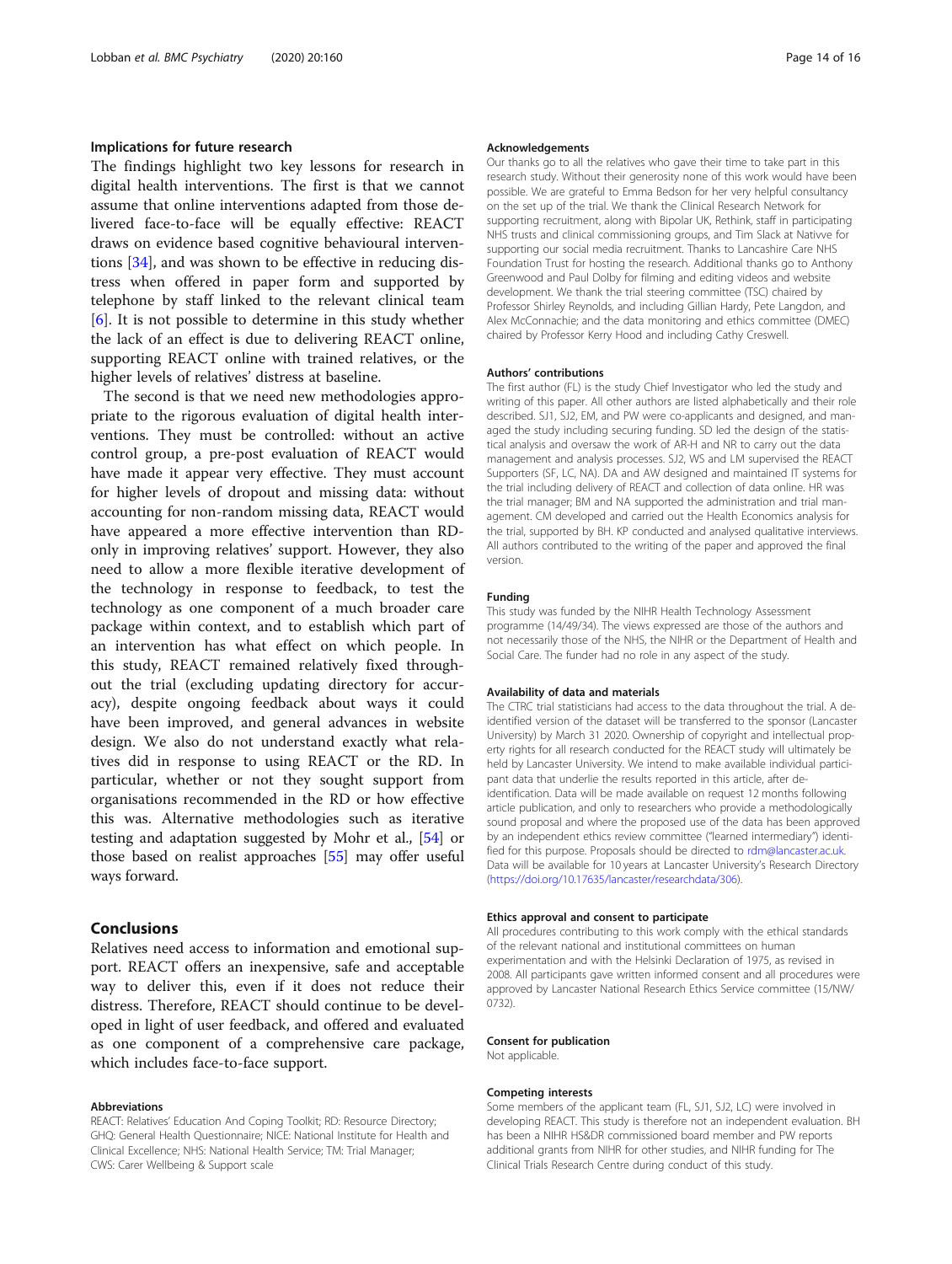### Implications for future research

The findings highlight two key lessons for research in digital health interventions. The first is that we cannot assume that online interventions adapted from those delivered face-to-face will be equally effective: REACT draws on evidence based cognitive behavioural interventions [34], and was shown to be effective in reducing distress when offered in paper form and supported by telephone by staff linked to the relevant clinical team [6]. It is not possible to determine in this study whether the lack of an effect is due to delivering REACT online, supporting REACT online with trained relatives, or the higher levels of relatives' distress at baseline.

The second is that we need new methodologies appropriate to the rigorous evaluation of digital health interventions. They must be controlled: without an active control group, a pre-post evaluation of REACT would have made it appear very effective. They must account for higher levels of dropout and missing data: without accounting for non-random missing data, REACT would have appeared a more effective intervention than RD-only in improving relatives' support. However, they also need to allow a more flexible iterative development of the technology in response to feedback, to test the technology as one component of a much broader care package within context, and to establish which part of an intervention has what effect on which people. In this study, REACT remained relatively fixed throughout the trial (excluding updating directory for accuracy), despite ongoing feedback about ways it could have been improved, and general advances in website design. We also do not understand exactly what relatives did in response to using REACT or the RD. In particular, whether or not they sought support from organisations recommended in the RD or how effective this was. Alternative methodologies such as iterative testing and adaptation suggested by Mohr et al., [54] or those based on realist approaches [55] may offer useful ways forward.

## Conclusions

Relatives need access to information and emotional support. REACT offers an inexpensive, safe and acceptable way to deliver this, even if it does not reduce their distress. Therefore, REACT should continue to be developed in light of user feedback, and offered and evaluated as one component of a comprehensive care package, which includes face-to-face support.

#### Abbreviations

REACT: Relatives' Education And Coping Toolkit; RD: Resource Directory; GHQ: General Health Questionnaire; NICE: National Institute for Health and Clinical Excellence; NHS: National Health Service; TM: Trial Manager; CWS: Carer Wellbeing & Support scale

#### Acknowledgements

Our thanks go to all the relatives who gave their time to take part in this research study. Without their generosity none of this work would have been possible. We are grateful to Emma Bedson for her very helpful consultancy on the set up of the trial. We thank the Clinical Research Network for supporting recruitment, along with Bipolar UK, Rethink, staff in participating NHS trusts and clinical commissioning groups, and Tim Slack at Nativve for supporting our social media recruitment. Thanks to Lancashire Care NHS Foundation Trust for hosting the research. Additional thanks go to Anthony Greenwood and Paul Dolby for filming and editing videos and website development. We thank the trial steering committee (TSC) chaired by Professor Shirley Reynolds, and including Gillian Hardy, Pete Langdon, and Alex McConnachie; and the data monitoring and ethics committee (DMEC) chaired by Professor Kerry Hood and including Cathy Creswell.

#### Authors' contributions

The first author (FL) is the study Chief Investigator who led the study and writing of this paper. All other authors are listed alphabetically and their role described. SJ1, SJ2, EM, and PW were co-applicants and designed, and managed the study including securing funding. SD led the design of the statistical analysis and oversaw the work of AR-H and NR to carry out the data management and analysis processes. SJ2, WS and LM supervised the REACT Supporters (SF, LC, NA). DA and AW designed and maintained IT systems for the trial including delivery of REACT and collection of data online. HR was the trial manager; BM and NA supported the administration and trial management. CM developed and carried out the Health Economics analysis for the trial, supported by BH. KP conducted and analysed qualitative interviews. All authors contributed to the writing of the paper and approved the final version.

#### Funding

This study was funded by the NIHR Health Technology Assessment programme (14/49/34). The views expressed are those of the authors and not necessarily those of the NHS, the NIHR or the Department of Health and Social Care. The funder had no role in any aspect of the study.

#### Availability of data and materials

The CTRC trial statisticians had access to the data throughout the trial. A de-identified version of the dataset will be transferred to the sponsor (Lancaster University) by March 31 2020. Ownership of copyright and intellectual property rights for all research conducted for the REACT study will ultimately be held by Lancaster University. We intend to make available individual participant data that underlie the results reported in this article, after de-identification. Data will be made available on request 12 months following article publication, and only to researchers who provide a methodologically sound proposal and where the proposed use of the data has been approved by an independent ethics review committee ("learned intermediary") identified for this purpose. Proposals should be directed to rdm@lancaster.ac.uk. Data will be available for 10 years at Lancaster University's Research Directory (https://doi.org/10.17635/lancaster/researchdata/306).

#### Ethics approval and consent to participate

All procedures contributing to this work comply with the ethical standards of the relevant national and institutional committees on human experimentation and with the Helsinki Declaration of 1975, as revised in 2008. All participants gave written informed consent and all procedures were approved by Lancaster National Research Ethics Service committee (15/NW/0732).

#### Consent for publication

Not applicable.

#### Competing interests

Some members of the applicant team (FL, SJ1, SJ2, LC) were involved in developing REACT. This study is therefore not an independent evaluation. BH has been a NIHR HS&DR commissioned board member and PW reports additional grants from NIHR for other studies, and NIHR funding for The Clinical Trials Research Centre during conduct of this study.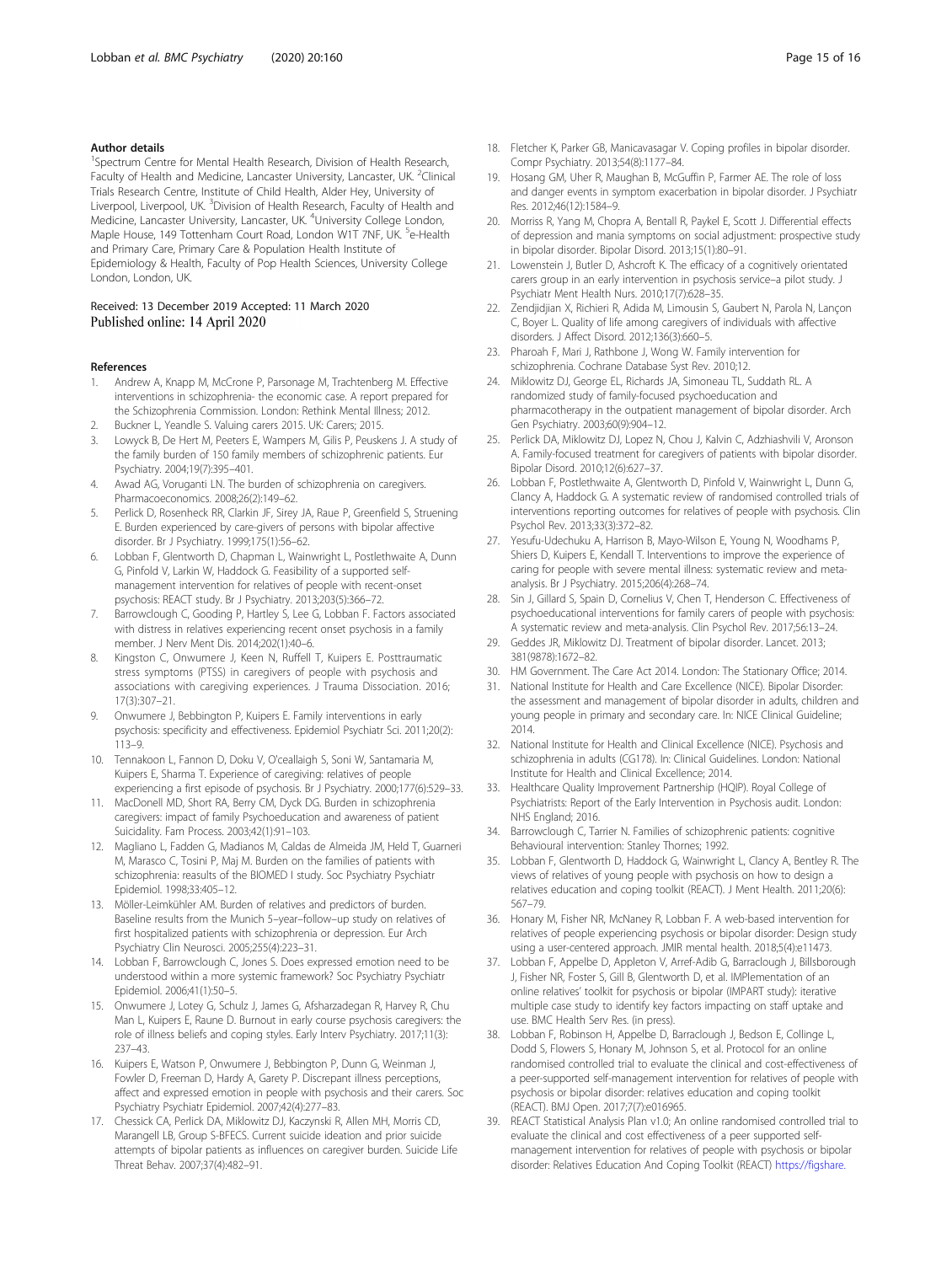### Author details

[1]Spectrum Centre for Mental Health Research, Division of Health Research, Faculty of Health and Medicine, Lancaster University, Lancaster, UK. [2]Clinical Trials Research Centre, Institute of Child Health, Alder Hey, University of Liverpool, Liverpool, UK. [3]Division of Health Research, Faculty of Health and Medicine, Lancaster University, Lancaster, UK. [4]University College London, Maple House, 149 Tottenham Court Road, London W1T 7NF, UK. [5]e-Health and Primary Care, Primary Care & Population Health Institute of Epidemiology & Health, Faculty of Pop Health Sciences, University College London, London, UK.

Received: 13 December 2019 Accepted: 11 March 2020
Published online: 14 April 2020

### References

1. Andrew A, Knapp M, McCrone P, Parsonage M, Trachtenberg M. Effective interventions in schizophrenia- the economic case. A report prepared for the Schizophrenia Commission. London: Rethink Mental Illness; 2012.
2. Buckner L, Yeandle S. Valuing carers 2015. UK: Carers; 2015.
3. Lowyck B, De Hert M, Peeters E, Wampers M, Gilis P, Peuskens J. A study of the family burden of 150 family members of schizophrenic patients. Eur Psychiatry. 2004;19(7):395–401.
4. Awad AG, Voruganti LN. The burden of schizophrenia on caregivers. Pharmacoeconomics. 2008;26(2):149–62.
5. Perlick D, Rosenheck RR, Clarkin JF, Sirey JA, Raue P, Greenfield S, Struening E. Burden experienced by care-givers of persons with bipolar affective disorder. Br J Psychiatry. 1999;175(1):56–62.
6. Lobban F, Glentworth D, Chapman L, Wainwright L, Postlethwaite A, Dunn G, Pinfold V, Larkin W, Haddock G. Feasibility of a supported self-management intervention for relatives of people with recent-onset psychosis: REACT study. Br J Psychiatry. 2013;203(5):366–72.
7. Barrowclough C, Gooding P, Hartley S, Lee G, Lobban F. Factors associated with distress in relatives experiencing recent onset psychosis in a family member. J Nerv Ment Dis. 2014;202(1):40–6.
8. Kingston C, Onwumere J, Keen N, Ruffell T, Kuipers E. Posttraumatic stress symptoms (PTSS) in caregivers of people with psychosis and associations with caregiving experiences. J Trauma Dissociation. 2016; 17(3):307–21.
9. Onwumere J, Bebbington P, Kuipers E. Family interventions in early psychosis: specificity and effectiveness. Epidemiol Psichiatr Sci. 2011;20(2): 113–9.
10. Tennakoon L, Fannon D, Doku V, O'ceallaigh S, Soni W, Santamaria M, Kuipers E, Sharma T. Experience of caregiving: relatives of people experiencing a first episode of psychosis. Br J Psychiatry. 2000;177(6):529–33.
11. MacDonell MD, Short RA, Berry CM, Dyck DG. Burden in schizophrenia caregivers: impact of family Psychoeducation and awareness of patient Suicidality. Fam Process. 2003;42(1):91–103.
12. Magliano L, Fadden G, Madianos M, Caldas de Almeida JM, Held T, Guarneri M, Marasco C, Tosini P, Maj M. Burden on the families of patients with schizophrenia: reasults of the BIOMED I study. Soc Psychiatry Psychiatr Epidemiol. 1998;33:405–12.
13. Möller-Leimkühler AM. Burden of relatives and predictors of burden. Baseline results from the Munich 5–year–follow–up study on relatives of first hospitalized patients with schizophrenia or depression. Eur Arch Psychiatry Clin Neurosci. 2005;255(4):223–31.
14. Lobban F, Barrowclough C, Jones S. Does expressed emotion need to be understood within a more systemic framework? Soc Psychiatry Psychiatr Epidemiol. 2006;41(1):50–5.
15. Onwumere J, Lotey G, Schulz J, James G, Afsharzadegan R, Harvey R, Chu Man L, Kuipers E, Raune D. Burnout in early course psychosis caregivers: the role of illness beliefs and coping styles. Early Interv Psychiatry. 2017;11(3): 237–43.
16. Kuipers E, Watson P, Onwumere J, Bebbington P, Dunn G, Weinman J, Fowler D, Freeman D, Hardy A, Garety P. Discrepant illness perceptions, affect and expressed emotion in people with psychosis and their carers. Soc Psychiatry Psychiatr Epidemiol. 2007;42(4):277–83.
17. Chessick CA, Perlick DA, Miklowitz DJ, Kaczynski R, Allen MH, Morris CD, Marangell LB, Group S-BFECS. Current suicide ideation and prior suicide attempts of bipolar patients as influences on caregiver burden. Suicide Life Threat Behav. 2007;37(4):482–91.
18. Fletcher K, Parker GB, Manicavasagar V. Coping profiles in bipolar disorder. Compr Psychiatry. 2013;54(8):1177–84.
19. Hosang GM, Uher R, Maughan B, McGuffin P, Farmer AE. The role of loss and danger events in symptom exacerbation in bipolar disorder. J Psychiatr Res. 2012;46(12):1584–9.
20. Morriss R, Yang M, Chopra A, Bentall R, Paykel E, Scott J. Differential effects of depression and mania symptoms on social adjustment: prospective study in bipolar disorder. Bipolar Disord. 2013;15(1):80–91.
21. Lowenstein J, Butler D, Ashcroft K. The efficacy of a cognitively orientated carers group in an early intervention in psychosis service–a pilot study. J Psychiatr Ment Health Nurs. 2010;17(7):628–35.
22. Zendjidjian X, Richieri R, Adida M, Limousin S, Gaubert N, Parola N, Lançon C, Boyer L. Quality of life among caregivers of individuals with affective disorders. J Affect Disord. 2012;136(3):660–5.
23. Pharoah F, Mari J, Rathbone J, Wong W. Family intervention for schizophrenia. Cochrane Database Syst Rev. 2010;12.
24. Miklowitz DJ, George EL, Richards JA, Simoneau TL, Suddath RL. A randomized study of family-focused psychoeducation and pharmacotherapy in the outpatient management of bipolar disorder. Arch Gen Psychiatry. 2003;60(9):904–12.
25. Perlick DA, Miklowitz DJ, Lopez N, Chou J, Kalvin C, Adzhiashvili V, Aronson A. Family-focused treatment for caregivers of patients with bipolar disorder. Bipolar Disord. 2010;12(6):627–37.
26. Lobban F, Postlethwaite A, Glentworth D, Pinfold V, Wainwright L, Dunn G, Clancy A, Haddock G. A systematic review of randomised controlled trials of interventions reporting outcomes for relatives of people with psychosis. Clin Psychol Rev. 2013;33(3):372–82.
27. Yesufu-Udechuku A, Harrison B, Mayo-Wilson E, Young N, Woodhams P, Shiers D, Kuipers E, Kendall T. Interventions to improve the experience of caring for people with severe mental illness: systematic review and meta-analysis. Br J Psychiatry. 2015;206(4):268–74.
28. Sin J, Gillard S, Spain D, Cornelius V, Chen T, Henderson C. Effectiveness of psychoeducational interventions for family carers of people with psychosis: A systematic review and meta-analysis. Clin Psychol Rev. 2017;56:13–24.
29. Geddes JR, Miklowitz DJ. Treatment of bipolar disorder. Lancet. 2013; 381(9878):1672–82.
30. HM Government. The Care Act 2014. London: The Stationary Office; 2014.
31. National Institute for Health and Care Excellence (NICE). Bipolar Disorder: the assessment and management of bipolar disorder in adults, children and young people in primary and secondary care. In: NICE Clinical Guideline; 2014.
32. National Institute for Health and Clinical Excellence (NICE). Psychosis and schizophrenia in adults (CG178). In: Clinical Guidelines. London: National Institute for Health and Clinical Excellence; 2014.
33. Healthcare Quality Improvement Partnership (HQIP). Royal College of Psychiatrists: Report of the Early Intervention in Psychosis audit. London: NHS England; 2016.
34. Barrowclough C, Tarrier N. Families of schizophrenic patients: cognitive Behavioural intervention: Stanley Thornes; 1992.
35. Lobban F, Glentworth D, Haddock G, Wainwright L, Clancy A, Bentley R. The views of relatives of young people with psychosis on how to design a relatives education and coping toolkit (REACT). J Ment Health. 2011;20(6): 567–79.
36. Honary M, Fisher NR, McNaney R, Lobban F. A web-based intervention for relatives of people experiencing psychosis or bipolar disorder: Design study using a user-centered approach. JMIR mental health. 2018;5(4):e11473.
37. Lobban F, Appelbe D, Appleton V, Arref-Adib G, Barraclough J, Billsborough J, Fisher NR, Foster S, Gill B, Glentworth D, et al. IMPlementation of an online relatives' toolkit for psychosis or bipolar (IMPART study): iterative multiple case study to identify key factors impacting on staff uptake and use. BMC Health Serv Res. (in press).
38. Lobban F, Robinson H, Appelbe D, Barraclough J, Bedson E, Collinge L, Dodd S, Flowers S, Honary M, Johnson S, et al. Protocol for an online randomised controlled trial to evaluate the clinical and cost-effectiveness of a peer-supported self-management intervention for relatives of people with psychosis or bipolar disorder: relatives education and coping toolkit (REACT). BMJ Open. 2017;7(7):e016965.
39. REACT Statistical Analysis Plan v1.0; An online randomised controlled trial to evaluate the clinical and cost effectiveness of a peer supported self-management intervention for relatives of people with psychosis or bipolar disorder: Relatives Education And Coping Toolkit (REACT) https://figshare.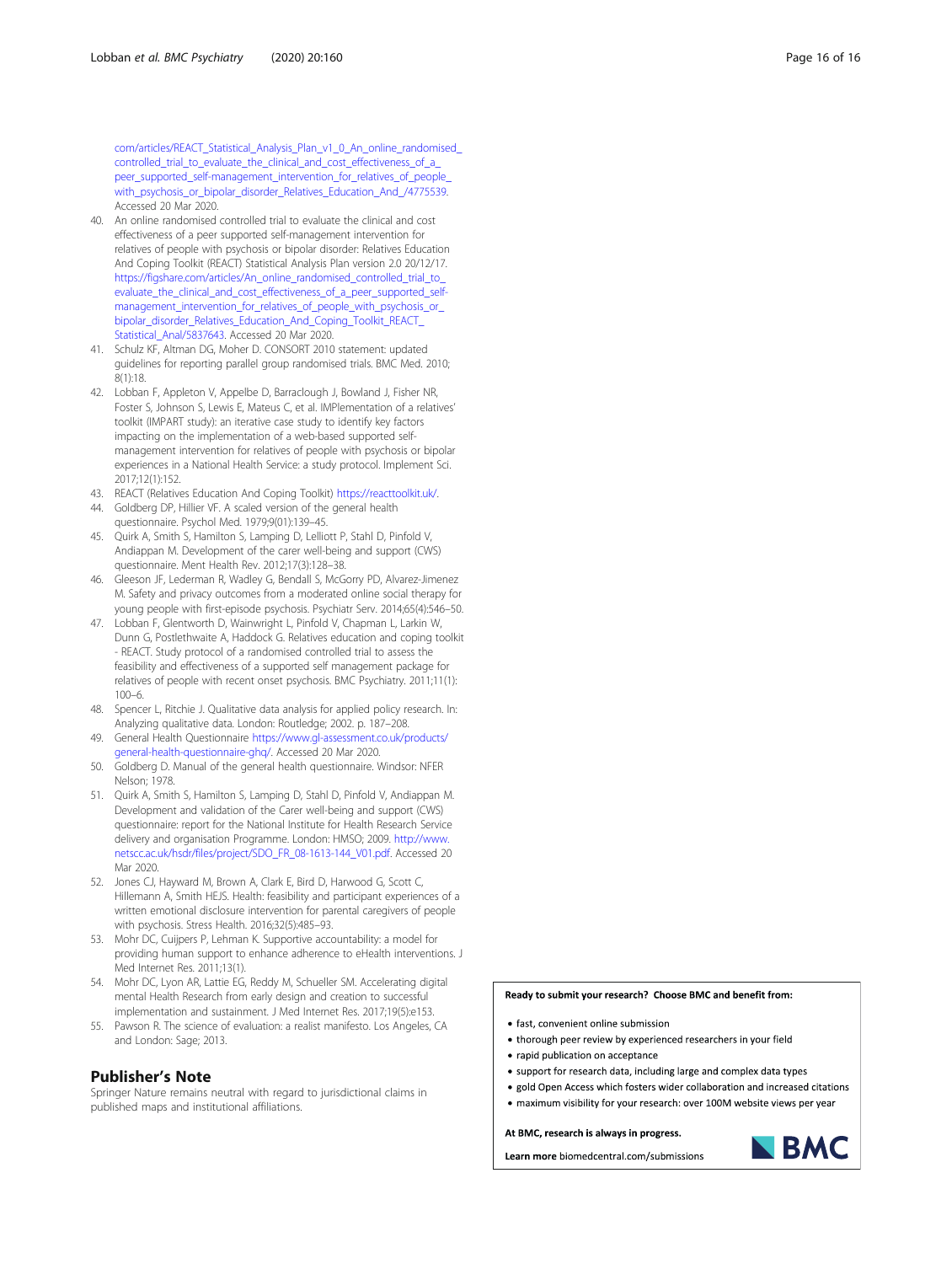com/articles/REACT_Statistical_Analysis_Plan_v1_0_An_online_randomised_controlled_trial_to_evaluate_the_clinical_and_cost_effectiveness_of_a_peer_supported_self-management_intervention_for_relatives_of_people_with_psychosis_or_bipolar_disorder_Relatives_Education_And_/4775539. Accessed 20 Mar 2020.

40. An online randomised controlled trial to evaluate the clinical and cost effectiveness of a peer supported self-management intervention for relatives of people with psychosis or bipolar disorder: Relatives Education And Coping Toolkit (REACT) Statistical Analysis Plan version 2.0 20/12/17. https://figshare.com/articles/An_online_randomised_controlled_trial_to_evaluate_the_clinical_and_cost_effectiveness_of_a_peer_supported_self-management_intervention_for_relatives_of_people_with_psychosis_or_bipolar_disorder_Relatives_Education_And_Coping_Toolkit_REACT_Statistical_Anal/5837643. Accessed 20 Mar 2020.
41. Schulz KF, Altman DG, Moher D. CONSORT 2010 statement: updated guidelines for reporting parallel group randomised trials. BMC Med. 2010;8(1):18.
42. Lobban F, Appleton V, Appelbe D, Barraclough J, Bowland J, Fisher NR, Foster S, Johnson S, Lewis E, Mateus C, et al. IMPlementation of a relatives' toolkit (IMPART study): an iterative case study to identify key factors impacting on the implementation of a web-based supported self-management intervention for relatives of people with psychosis or bipolar experiences in a National Health Service: a study protocol. Implement Sci. 2017;12(1):152.
43. REACT (Relatives Education And Coping Toolkit) https://reacttoolkit.uk/.
44. Goldberg DP, Hillier VF. A scaled version of the general health questionnaire. Psychol Med. 1979;9(01):139–45.
45. Quirk A, Smith S, Hamilton S, Lamping D, Lelliott P, Stahl D, Pinfold V, Andiappan M. Development of the carer well-being and support (CWS) questionnaire. Ment Health Rev. 2012;17(3):128–38.
46. Gleeson JF, Lederman R, Wadley G, Bendall S, McGorry PD, Alvarez-Jimenez M. Safety and privacy outcomes from a moderated online social therapy for young people with first-episode psychosis. Psychiatr Serv. 2014;65(4):546–50.
47. Lobban F, Glentworth D, Wainwright L, Pinfold V, Chapman L, Larkin W, Dunn G, Postlethwaite A, Haddock G. Relatives education and coping toolkit - REACT. Study protocol of a randomised controlled trial to assess the feasibility and effectiveness of a supported self management package for relatives of people with recent onset psychosis. BMC Psychiatry. 2011;11(1):100–6.
48. Spencer L, Ritchie J. Qualitative data analysis for applied policy research. In: Analyzing qualitative data. London: Routledge; 2002. p. 187–208.
49. General Health Questionnaire https://www.gl-assessment.co.uk/products/general-health-questionnaire-ghq/. Accessed 20 Mar 2020.
50. Goldberg D. Manual of the general health questionnaire. Windsor: NFER Nelson; 1978.
51. Quirk A, Smith S, Hamilton S, Lamping D, Stahl D, Pinfold V, Andiappan M. Development and validation of the Carer well-being and support (CWS) questionnaire: report for the National Institute for Health Research Service delivery and organisation Programme. London: HMSO; 2009. http://www.netscc.ac.uk/hsdr/files/project/SDO_FR_08-1613-144_V01.pdf. Accessed 20 Mar 2020.
52. Jones CJ, Hayward M, Brown A, Clark E, Bird D, Harwood G, Scott C, Hillemann A, Smith HEJS. Health: feasibility and participant experiences of a written emotional disclosure intervention for parental caregivers of people with psychosis. Stress Health. 2016;32(5):485–93.
53. Mohr DC, Cuijpers P, Lehman K. Supportive accountability: a model for providing human support to enhance adherence to eHealth interventions. J Med Internet Res. 2011;13(1).
54. Mohr DC, Lyon AR, Lattie EG, Reddy M, Schueller SM. Accelerating digital mental Health Research from early design and creation to successful implementation and sustainment. J Med Internet Res. 2017;19(5):e153.
55. Pawson R. The science of evaluation: a realist manifesto. Los Angeles, CA and London: Sage; 2013.

## Publisher's Note

Springer Nature remains neutral with regard to jurisdictional claims in published maps and institutional affiliations.

**Ready to submit your research? Choose BMC and benefit from:**

- fast, convenient online submission
- thorough peer review by experienced researchers in your field
- rapid publication on acceptance
- support for research data, including large and complex data types
- gold Open Access which fosters wider collaboration and increased citations
- maximum visibility for your research: over 100M website views per year

**At BMC, research is always in progress.**

**Learn more** biomedcentral.com/submissions